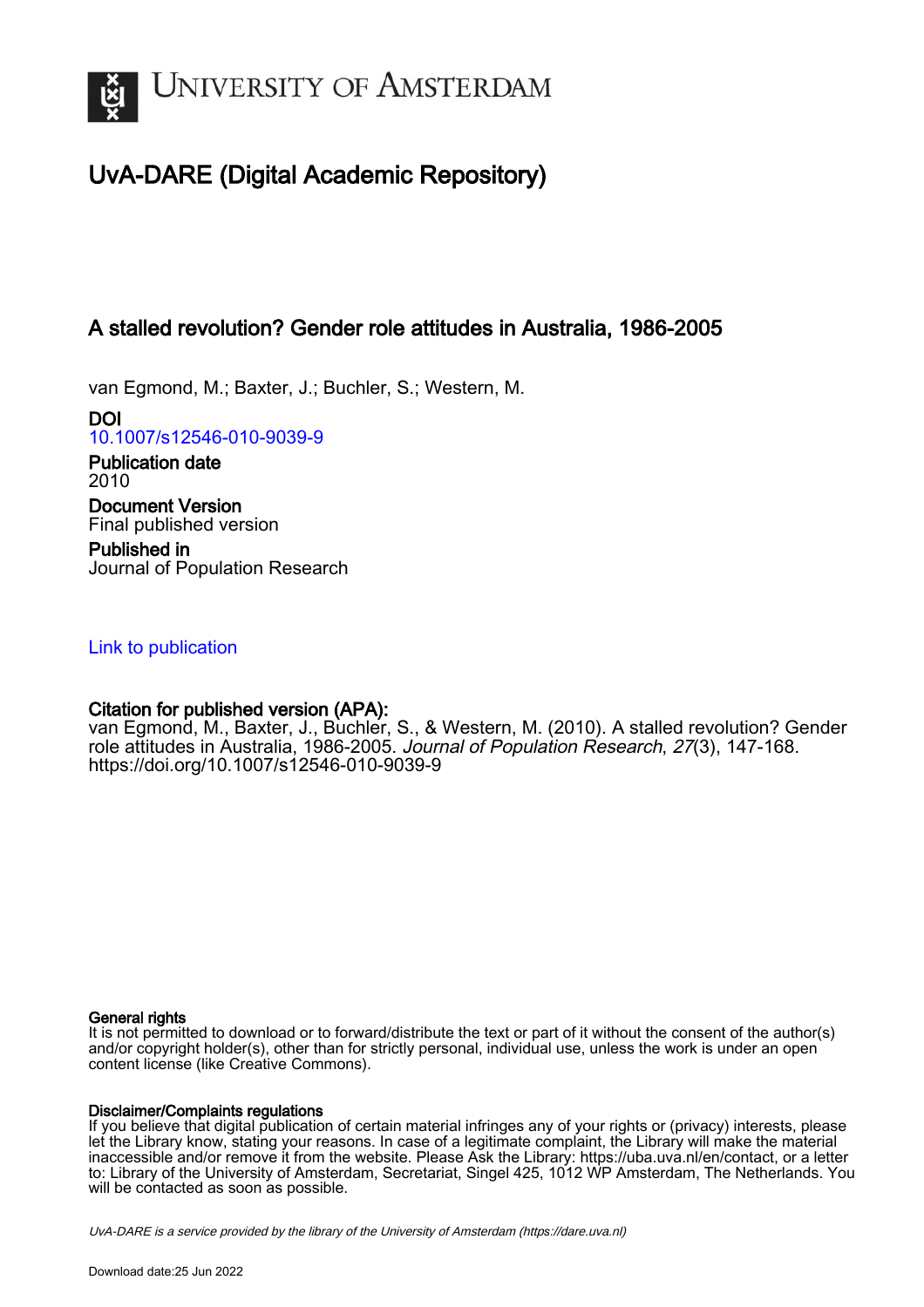# UvA-DARE (Digital Academic Repository)

## A stalled revolution? Gender role attitudes in Australia, 1986-2005

van Egmond, M.; Baxter, J.; Buchler, S.; Western, M.

**DOI**
10.1007/s12546-010-9039-9

**Publication date**
2010

**Document Version**
Final published version

**Published in**
Journal of Population Research

Link to publication

**Citation for published version (APA):**
van Egmond, M., Baxter, J., Buchler, S., & Western, M. (2010). A stalled revolution? Gender role attitudes in Australia, 1986-2005. *Journal of Population Research*, *27*(3), 147-168. https://doi.org/10.1007/s12546-010-9039-9

**General rights**
It is not permitted to download or to forward/distribute the text or part of it without the consent of the author(s) and/or copyright holder(s), other than for strictly personal, individual use, unless the work is under an open content license (like Creative Commons).

**Disclaimer/Complaints regulations**
If you believe that digital publication of certain material infringes any of your rights or (privacy) interests, please let the Library know, stating your reasons. In case of a legitimate complaint, the Library will make the material inaccessible and/or remove it from the website. Please Ask the Library: https://uba.uva.nl/en/contact, or a letter to: Library of the University of Amsterdam, Secretariat, Singel 425, 1012 WP Amsterdam, The Netherlands. You will be contacted as soon as possible.

*UvA-DARE is a service provided by the library of the University of Amsterdam (https://dare.uva.nl)*

Download date:25 Jun 2022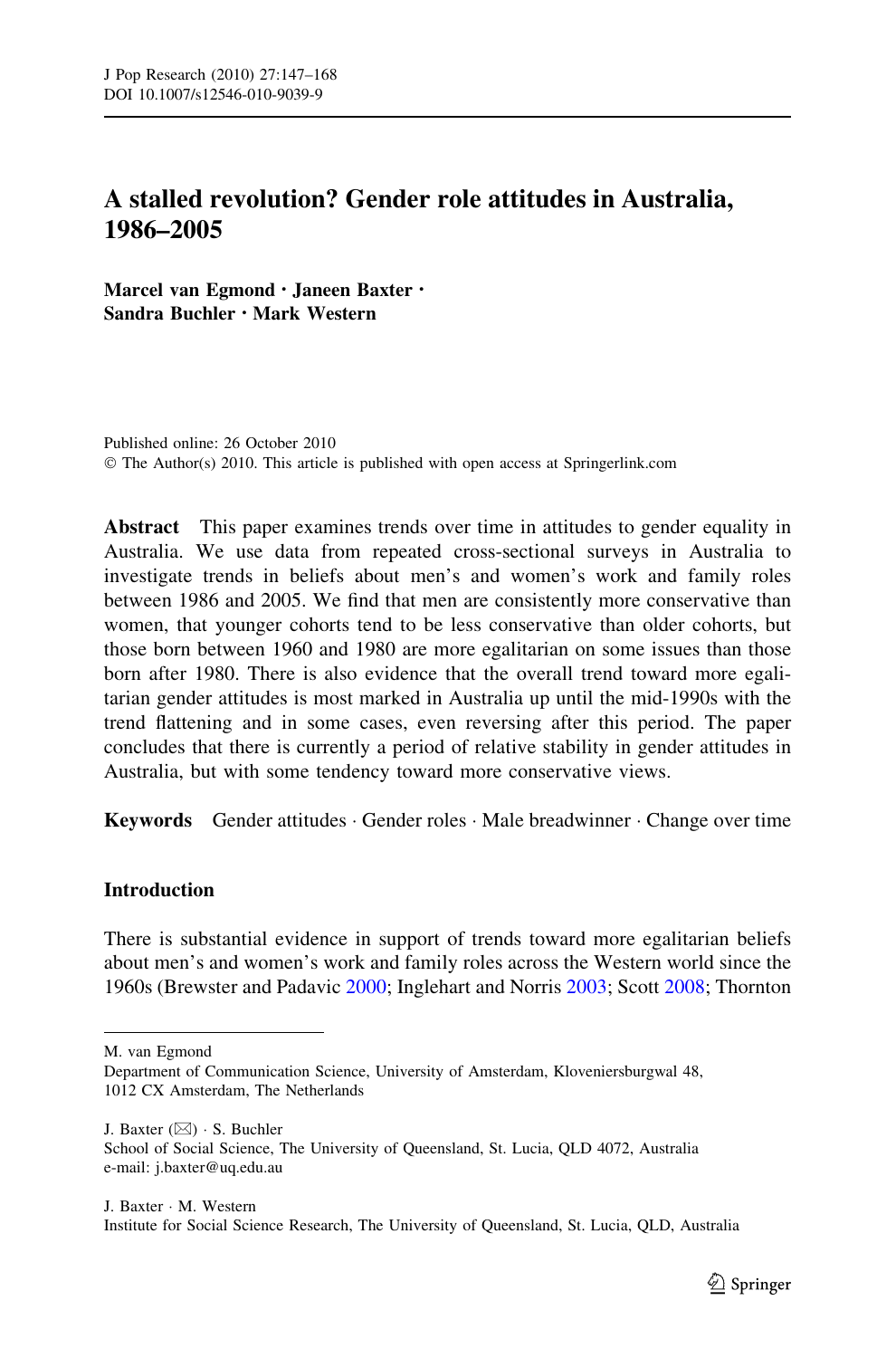# A stalled revolution? Gender role attitudes in Australia, 1986–2005

**Marcel van Egmond · Janeen Baxter · Sandra Buchler · Mark Western**

Published online: 26 October 2010
© The Author(s) 2010. This article is published with open access at Springerlink.com

**Abstract** This paper examines trends over time in attitudes to gender equality in Australia. We use data from repeated cross-sectional surveys in Australia to investigate trends in beliefs about men's and women's work and family roles between 1986 and 2005. We find that men are consistently more conservative than women, that younger cohorts tend to be less conservative than older cohorts, but those born between 1960 and 1980 are more egalitarian on some issues than those born after 1980. There is also evidence that the overall trend toward more egalitarian gender attitudes is most marked in Australia up until the mid-1990s with the trend flattening and in some cases, even reversing after this period. The paper concludes that there is currently a period of relative stability in gender attitudes in Australia, but with some tendency toward more conservative views.

**Keywords** Gender attitudes · Gender roles · Male breadwinner · Change over time

## Introduction

There is substantial evidence in support of trends toward more egalitarian beliefs about men's and women's work and family roles across the Western world since the 1960s (Brewster and Padavic 2000; Inglehart and Norris 2003; Scott 2008; Thornton

---

M. van Egmond
Department of Communication Science, University of Amsterdam, Kloveniersburgwal 48, 1012 CX Amsterdam, The Netherlands

J. Baxter (✉) · S. Buchler
School of Social Science, The University of Queensland, St. Lucia, QLD 4072, Australia
e-mail: j.baxter@uq.edu.au

J. Baxter · M. Western
Institute for Social Science Research, The University of Queensland, St. Lucia, QLD, Australia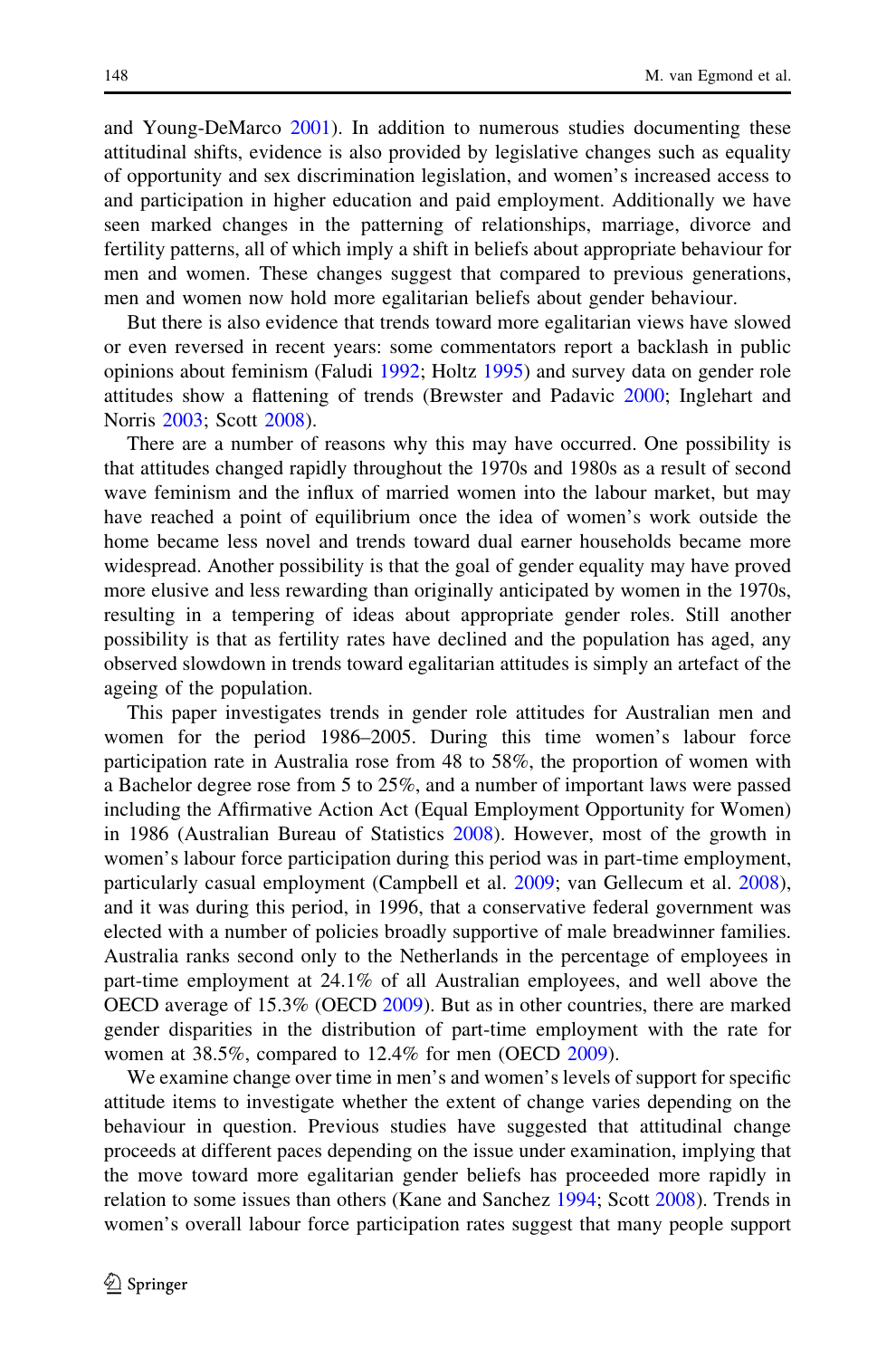and Young-DeMarco 2001). In addition to numerous studies documenting these attitudinal shifts, evidence is also provided by legislative changes such as equality of opportunity and sex discrimination legislation, and women's increased access to and participation in higher education and paid employment. Additionally we have seen marked changes in the patterning of relationships, marriage, divorce and fertility patterns, all of which imply a shift in beliefs about appropriate behaviour for men and women. These changes suggest that compared to previous generations, men and women now hold more egalitarian beliefs about gender behaviour.

But there is also evidence that trends toward more egalitarian views have slowed or even reversed in recent years: some commentators report a backlash in public opinions about feminism (Faludi 1992; Holtz 1995) and survey data on gender role attitudes show a flattening of trends (Brewster and Padavic 2000; Inglehart and Norris 2003; Scott 2008).

There are a number of reasons why this may have occurred. One possibility is that attitudes changed rapidly throughout the 1970s and 1980s as a result of second wave feminism and the influx of married women into the labour market, but may have reached a point of equilibrium once the idea of women's work outside the home became less novel and trends toward dual earner households became more widespread. Another possibility is that the goal of gender equality may have proved more elusive and less rewarding than originally anticipated by women in the 1970s, resulting in a tempering of ideas about appropriate gender roles. Still another possibility is that as fertility rates have declined and the population has aged, any observed slowdown in trends toward egalitarian attitudes is simply an artefact of the ageing of the population.

This paper investigates trends in gender role attitudes for Australian men and women for the period 1986–2005. During this time women's labour force participation rate in Australia rose from 48 to 58%, the proportion of women with a Bachelor degree rose from 5 to 25%, and a number of important laws were passed including the Affirmative Action Act (Equal Employment Opportunity for Women) in 1986 (Australian Bureau of Statistics 2008). However, most of the growth in women's labour force participation during this period was in part-time employment, particularly casual employment (Campbell et al. 2009; van Gellecum et al. 2008), and it was during this period, in 1996, that a conservative federal government was elected with a number of policies broadly supportive of male breadwinner families. Australia ranks second only to the Netherlands in the percentage of employees in part-time employment at 24.1% of all Australian employees, and well above the OECD average of 15.3% (OECD 2009). But as in other countries, there are marked gender disparities in the distribution of part-time employment with the rate for women at 38.5%, compared to 12.4% for men (OECD 2009).

We examine change over time in men's and women's levels of support for specific attitude items to investigate whether the extent of change varies depending on the behaviour in question. Previous studies have suggested that attitudinal change proceeds at different paces depending on the issue under examination, implying that the move toward more egalitarian gender beliefs has proceeded more rapidly in relation to some issues than others (Kane and Sanchez 1994; Scott 2008). Trends in women's overall labour force participation rates suggest that many people support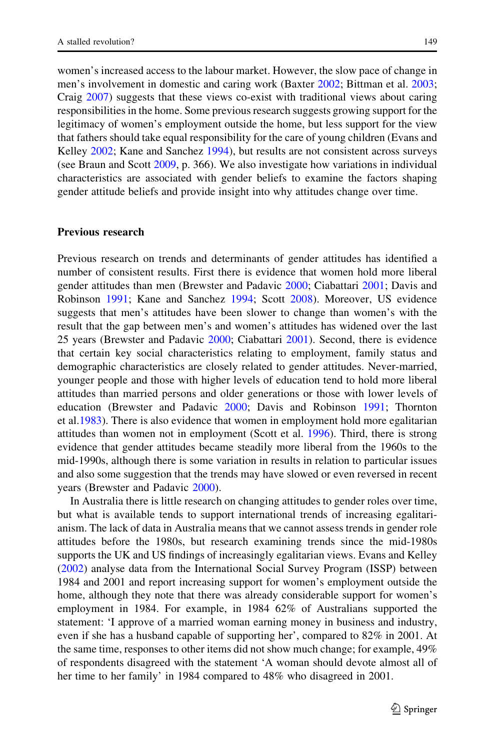women's increased access to the labour market. However, the slow pace of change in men's involvement in domestic and caring work (Baxter 2002; Bittman et al. 2003; Craig 2007) suggests that these views co-exist with traditional views about caring responsibilities in the home. Some previous research suggests growing support for the legitimacy of women's employment outside the home, but less support for the view that fathers should take equal responsibility for the care of young children (Evans and Kelley 2002; Kane and Sanchez 1994), but results are not consistent across surveys (see Braun and Scott 2009, p. 366). We also investigate how variations in individual characteristics are associated with gender beliefs to examine the factors shaping gender attitude beliefs and provide insight into why attitudes change over time.

## Previous research

Previous research on trends and determinants of gender attitudes has identified a number of consistent results. First there is evidence that women hold more liberal gender attitudes than men (Brewster and Padavic 2000; Ciabattari 2001; Davis and Robinson 1991; Kane and Sanchez 1994; Scott 2008). Moreover, US evidence suggests that men's attitudes have been slower to change than women's with the result that the gap between men's and women's attitudes has widened over the last 25 years (Brewster and Padavic 2000; Ciabattari 2001). Second, there is evidence that certain key social characteristics relating to employment, family status and demographic characteristics are closely related to gender attitudes. Never-married, younger people and those with higher levels of education tend to hold more liberal attitudes than married persons and older generations or those with lower levels of education (Brewster and Padavic 2000; Davis and Robinson 1991; Thornton et al.1983). There is also evidence that women in employment hold more egalitarian attitudes than women not in employment (Scott et al. 1996). Third, there is strong evidence that gender attitudes became steadily more liberal from the 1960s to the mid-1990s, although there is some variation in results in relation to particular issues and also some suggestion that the trends may have slowed or even reversed in recent years (Brewster and Padavic 2000).

In Australia there is little research on changing attitudes to gender roles over time, but what is available tends to support international trends of increasing egalitarianism. The lack of data in Australia means that we cannot assess trends in gender role attitudes before the 1980s, but research examining trends since the mid-1980s supports the UK and US findings of increasingly egalitarian views. Evans and Kelley (2002) analyse data from the International Social Survey Program (ISSP) between 1984 and 2001 and report increasing support for women's employment outside the home, although they note that there was already considerable support for women's employment in 1984. For example, in 1984 62% of Australians supported the statement: 'I approve of a married woman earning money in business and industry, even if she has a husband capable of supporting her', compared to 82% in 2001. At the same time, responses to other items did not show much change; for example, 49% of respondents disagreed with the statement 'A woman should devote almost all of her time to her family' in 1984 compared to 48% who disagreed in 2001.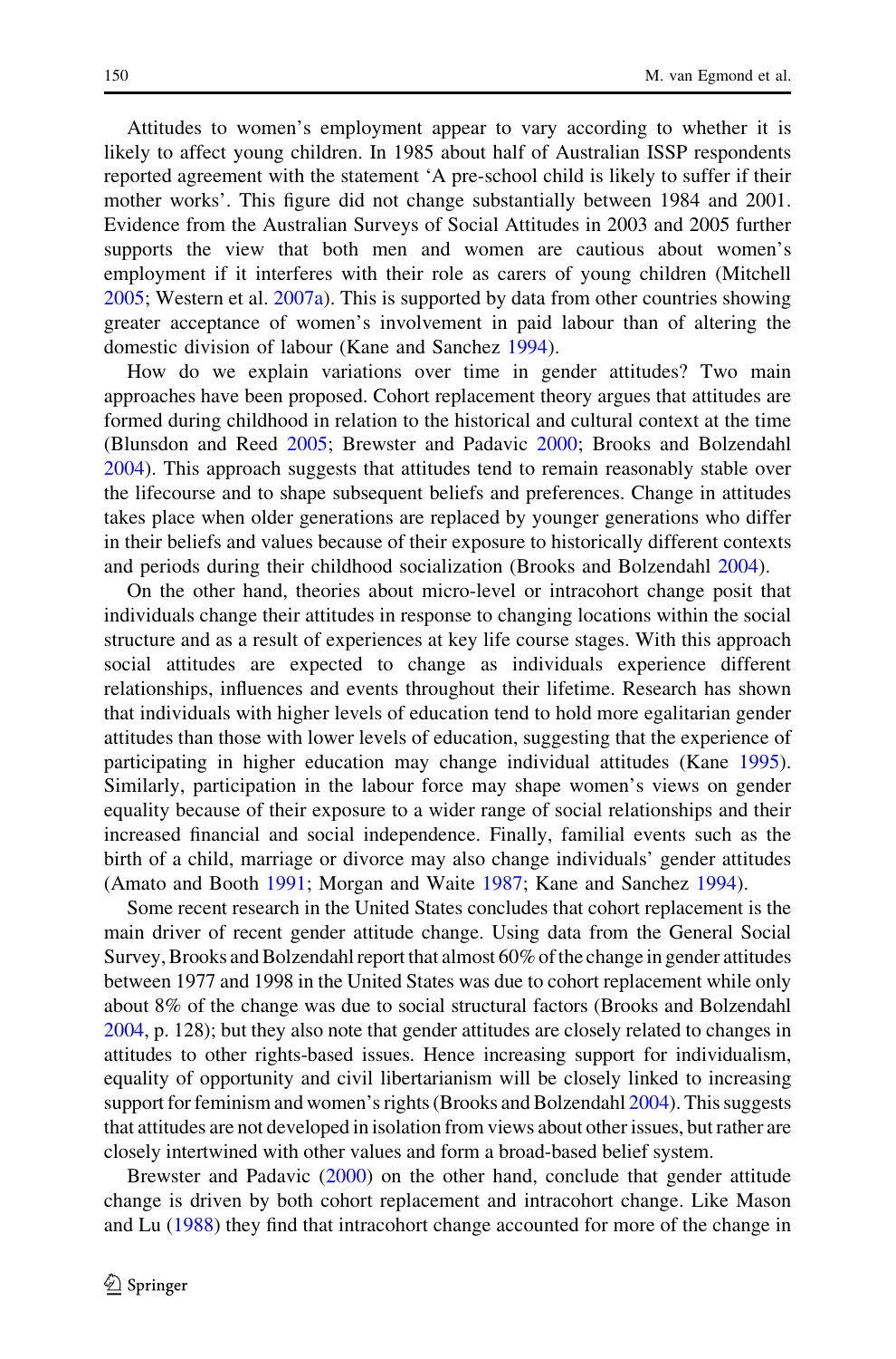Attitudes to women's employment appear to vary according to whether it is likely to affect young children. In 1985 about half of Australian ISSP respondents reported agreement with the statement 'A pre-school child is likely to suffer if their mother works'. This figure did not change substantially between 1984 and 2001. Evidence from the Australian Surveys of Social Attitudes in 2003 and 2005 further supports the view that both men and women are cautious about women's employment if it interferes with their role as carers of young children (Mitchell 2005; Western et al. 2007a). This is supported by data from other countries showing greater acceptance of women's involvement in paid labour than of altering the domestic division of labour (Kane and Sanchez 1994).

How do we explain variations over time in gender attitudes? Two main approaches have been proposed. Cohort replacement theory argues that attitudes are formed during childhood in relation to the historical and cultural context at the time (Blunsdon and Reed 2005; Brewster and Padavic 2000; Brooks and Bolzendahl 2004). This approach suggests that attitudes tend to remain reasonably stable over the lifecourse and to shape subsequent beliefs and preferences. Change in attitudes takes place when older generations are replaced by younger generations who differ in their beliefs and values because of their exposure to historically different contexts and periods during their childhood socialization (Brooks and Bolzendahl 2004).

On the other hand, theories about micro-level or intracohort change posit that individuals change their attitudes in response to changing locations within the social structure and as a result of experiences at key life course stages. With this approach social attitudes are expected to change as individuals experience different relationships, influences and events throughout their lifetime. Research has shown that individuals with higher levels of education tend to hold more egalitarian gender attitudes than those with lower levels of education, suggesting that the experience of participating in higher education may change individual attitudes (Kane 1995). Similarly, participation in the labour force may shape women's views on gender equality because of their exposure to a wider range of social relationships and their increased financial and social independence. Finally, familial events such as the birth of a child, marriage or divorce may also change individuals' gender attitudes (Amato and Booth 1991; Morgan and Waite 1987; Kane and Sanchez 1994).

Some recent research in the United States concludes that cohort replacement is the main driver of recent gender attitude change. Using data from the General Social Survey, Brooks and Bolzendahl report that almost 60% of the change in gender attitudes between 1977 and 1998 in the United States was due to cohort replacement while only about 8% of the change was due to social structural factors (Brooks and Bolzendahl 2004, p. 128); but they also note that gender attitudes are closely related to changes in attitudes to other rights-based issues. Hence increasing support for individualism, equality of opportunity and civil libertarianism will be closely linked to increasing support for feminism and women's rights (Brooks and Bolzendahl 2004). This suggests that attitudes are not developed in isolation from views about other issues, but rather are closely intertwined with other values and form a broad-based belief system.

Brewster and Padavic (2000) on the other hand, conclude that gender attitude change is driven by both cohort replacement and intracohort change. Like Mason and Lu (1988) they find that intracohort change accounted for more of the change in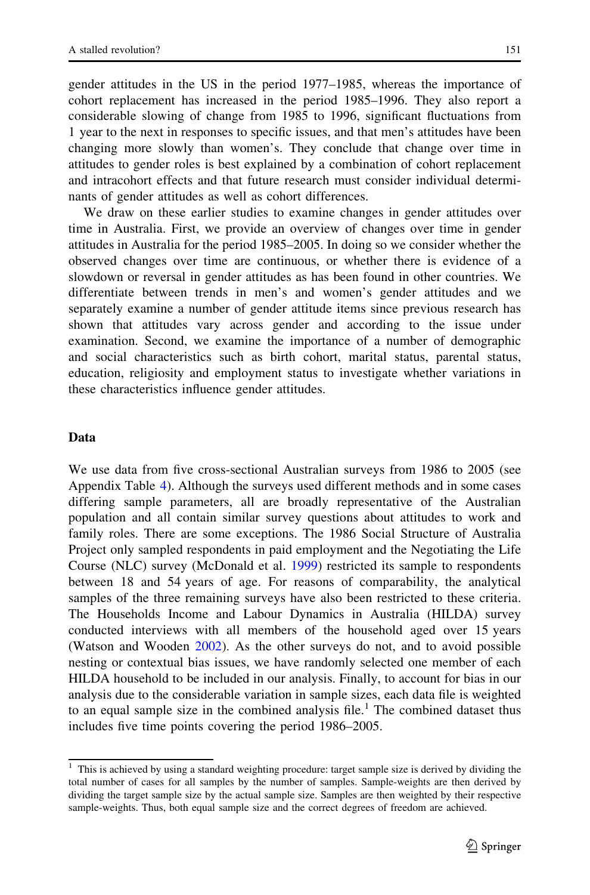gender attitudes in the US in the period 1977–1985, whereas the importance of cohort replacement has increased in the period 1985–1996. They also report a considerable slowing of change from 1985 to 1996, significant fluctuations from 1 year to the next in responses to specific issues, and that men's attitudes have been changing more slowly than women's. They conclude that change over time in attitudes to gender roles is best explained by a combination of cohort replacement and intracohort effects and that future research must consider individual determinants of gender attitudes as well as cohort differences.

We draw on these earlier studies to examine changes in gender attitudes over time in Australia. First, we provide an overview of changes over time in gender attitudes in Australia for the period 1985–2005. In doing so we consider whether the observed changes over time are continuous, or whether there is evidence of a slowdown or reversal in gender attitudes as has been found in other countries. We differentiate between trends in men's and women's gender attitudes and we separately examine a number of gender attitude items since previous research has shown that attitudes vary across gender and according to the issue under examination. Second, we examine the importance of a number of demographic and social characteristics such as birth cohort, marital status, parental status, education, religiosity and employment status to investigate whether variations in these characteristics influence gender attitudes.

## Data

We use data from five cross-sectional Australian surveys from 1986 to 2005 (see Appendix Table 4). Although the surveys used different methods and in some cases differing sample parameters, all are broadly representative of the Australian population and all contain similar survey questions about attitudes to work and family roles. There are some exceptions. The 1986 Social Structure of Australia Project only sampled respondents in paid employment and the Negotiating the Life Course (NLC) survey (McDonald et al. 1999) restricted its sample to respondents between 18 and 54 years of age. For reasons of comparability, the analytical samples of the three remaining surveys have also been restricted to these criteria. The Households Income and Labour Dynamics in Australia (HILDA) survey conducted interviews with all members of the household aged over 15 years (Watson and Wooden 2002). As the other surveys do not, and to avoid possible nesting or contextual bias issues, we have randomly selected one member of each HILDA household to be included in our analysis. Finally, to account for bias in our analysis due to the considerable variation in sample sizes, each data file is weighted to an equal sample size in the combined analysis file.[1] The combined dataset thus includes five time points covering the period 1986–2005.

[1] This is achieved by using a standard weighting procedure: target sample size is derived by dividing the total number of cases for all samples by the number of samples. Sample-weights are then derived by dividing the target sample size by the actual sample size. Samples are then weighted by their respective sample-weights. Thus, both equal sample size and the correct degrees of freedom are achieved.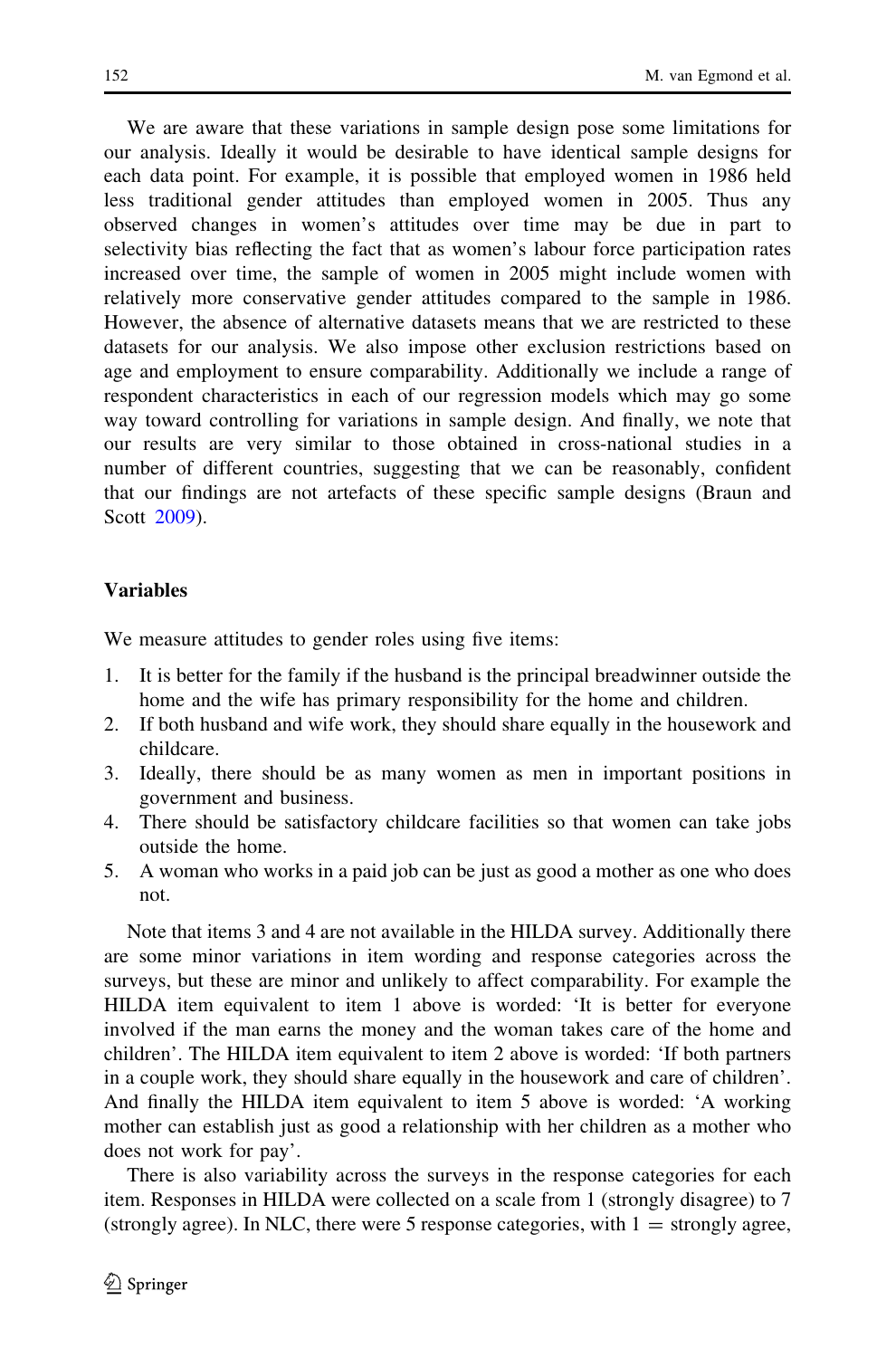We are aware that these variations in sample design pose some limitations for our analysis. Ideally it would be desirable to have identical sample designs for each data point. For example, it is possible that employed women in 1986 held less traditional gender attitudes than employed women in 2005. Thus any observed changes in women's attitudes over time may be due in part to selectivity bias reflecting the fact that as women's labour force participation rates increased over time, the sample of women in 2005 might include women with relatively more conservative gender attitudes compared to the sample in 1986. However, the absence of alternative datasets means that we are restricted to these datasets for our analysis. We also impose other exclusion restrictions based on age and employment to ensure comparability. Additionally we include a range of respondent characteristics in each of our regression models which may go some way toward controlling for variations in sample design. And finally, we note that our results are very similar to those obtained in cross-national studies in a number of different countries, suggesting that we can be reasonably, confident that our findings are not artefacts of these specific sample designs (Braun and Scott 2009).

## Variables

We measure attitudes to gender roles using five items:

1. It is better for the family if the husband is the principal breadwinner outside the home and the wife has primary responsibility for the home and children.
2. If both husband and wife work, they should share equally in the housework and childcare.
3. Ideally, there should be as many women as men in important positions in government and business.
4. There should be satisfactory childcare facilities so that women can take jobs outside the home.
5. A woman who works in a paid job can be just as good a mother as one who does not.

Note that items 3 and 4 are not available in the HILDA survey. Additionally there are some minor variations in item wording and response categories across the surveys, but these are minor and unlikely to affect comparability. For example the HILDA item equivalent to item 1 above is worded: 'It is better for everyone involved if the man earns the money and the woman takes care of the home and children'. The HILDA item equivalent to item 2 above is worded: 'If both partners in a couple work, they should share equally in the housework and care of children'. And finally the HILDA item equivalent to item 5 above is worded: 'A working mother can establish just as good a relationship with her children as a mother who does not work for pay'.

There is also variability across the surveys in the response categories for each item. Responses in HILDA were collected on a scale from 1 (strongly disagree) to 7 (strongly agree). In NLC, there were 5 response categories, with 1 = strongly agree,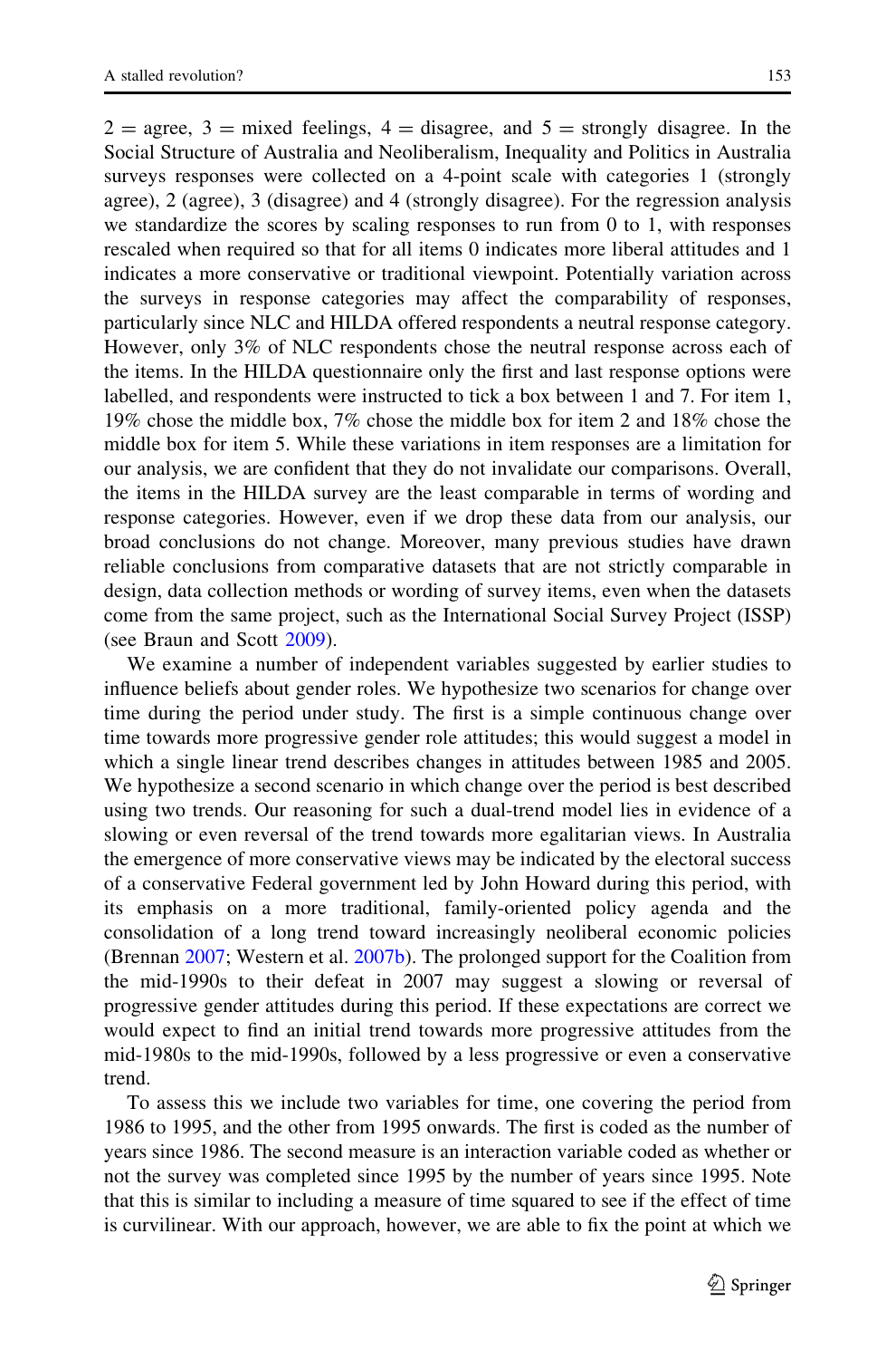2 = agree, 3 = mixed feelings, 4 = disagree, and 5 = strongly disagree. In the Social Structure of Australia and Neoliberalism, Inequality and Politics in Australia surveys responses were collected on a 4-point scale with categories 1 (strongly agree), 2 (agree), 3 (disagree) and 4 (strongly disagree). For the regression analysis we standardize the scores by scaling responses to run from 0 to 1, with responses rescaled when required so that for all items 0 indicates more liberal attitudes and 1 indicates a more conservative or traditional viewpoint. Potentially variation across the surveys in response categories may affect the comparability of responses, particularly since NLC and HILDA offered respondents a neutral response category. However, only 3% of NLC respondents chose the neutral response across each of the items. In the HILDA questionnaire only the first and last response options were labelled, and respondents were instructed to tick a box between 1 and 7. For item 1, 19% chose the middle box, 7% chose the middle box for item 2 and 18% chose the middle box for item 5. While these variations in item responses are a limitation for our analysis, we are confident that they do not invalidate our comparisons. Overall, the items in the HILDA survey are the least comparable in terms of wording and response categories. However, even if we drop these data from our analysis, our broad conclusions do not change. Moreover, many previous studies have drawn reliable conclusions from comparative datasets that are not strictly comparable in design, data collection methods or wording of survey items, even when the datasets come from the same project, such as the International Social Survey Project (ISSP) (see Braun and Scott 2009).

We examine a number of independent variables suggested by earlier studies to influence beliefs about gender roles. We hypothesize two scenarios for change over time during the period under study. The first is a simple continuous change over time towards more progressive gender role attitudes; this would suggest a model in which a single linear trend describes changes in attitudes between 1985 and 2005. We hypothesize a second scenario in which change over the period is best described using two trends. Our reasoning for such a dual-trend model lies in evidence of a slowing or even reversal of the trend towards more egalitarian views. In Australia the emergence of more conservative views may be indicated by the electoral success of a conservative Federal government led by John Howard during this period, with its emphasis on a more traditional, family-oriented policy agenda and the consolidation of a long trend toward increasingly neoliberal economic policies (Brennan 2007; Western et al. 2007b). The prolonged support for the Coalition from the mid-1990s to their defeat in 2007 may suggest a slowing or reversal of progressive gender attitudes during this period. If these expectations are correct we would expect to find an initial trend towards more progressive attitudes from the mid-1980s to the mid-1990s, followed by a less progressive or even a conservative trend.

To assess this we include two variables for time, one covering the period from 1986 to 1995, and the other from 1995 onwards. The first is coded as the number of years since 1986. The second measure is an interaction variable coded as whether or not the survey was completed since 1995 by the number of years since 1995. Note that this is similar to including a measure of time squared to see if the effect of time is curvilinear. With our approach, however, we are able to fix the point at which we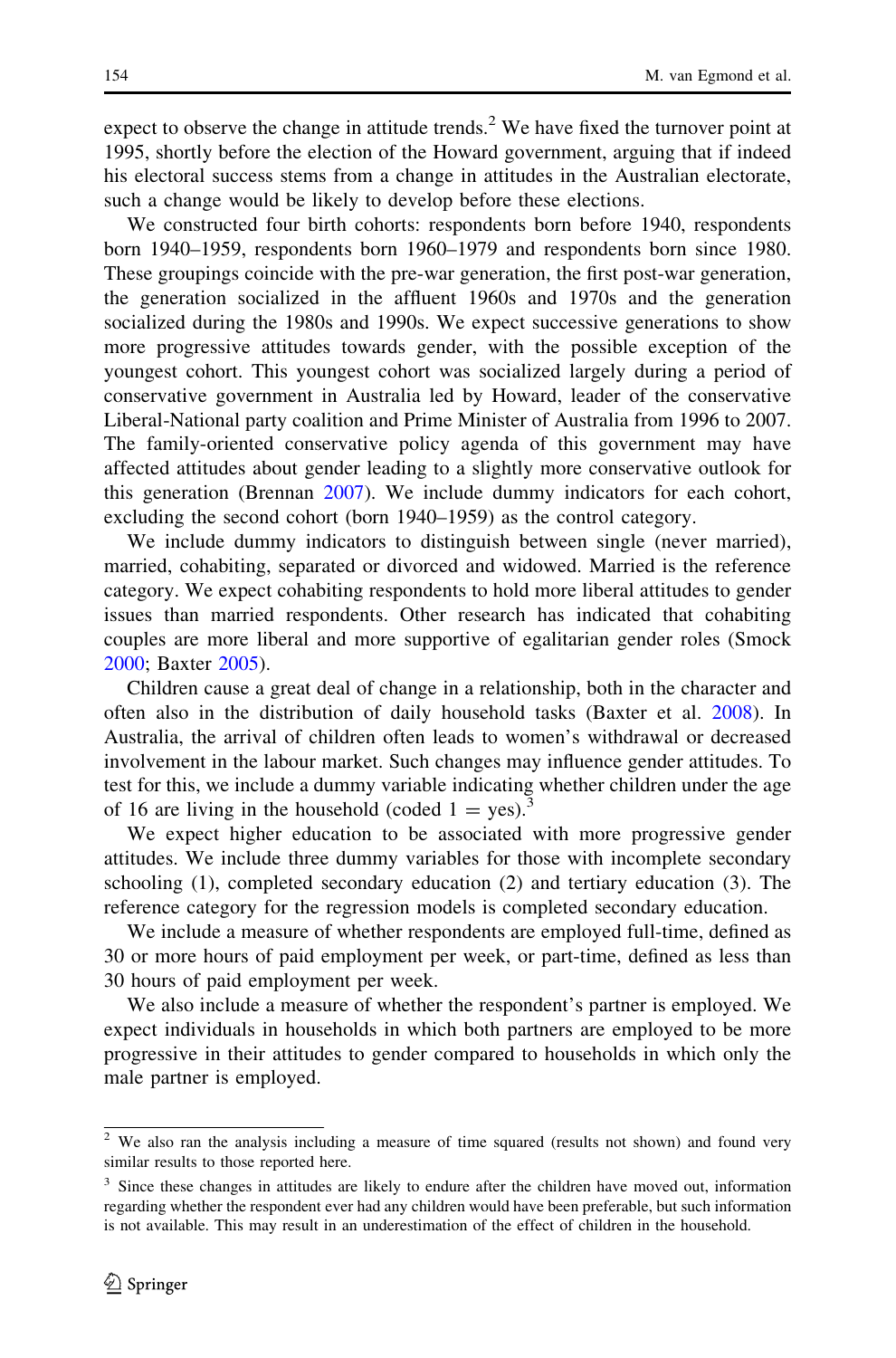expect to observe the change in attitude trends.[2] We have fixed the turnover point at 1995, shortly before the election of the Howard government, arguing that if indeed his electoral success stems from a change in attitudes in the Australian electorate, such a change would be likely to develop before these elections.

We constructed four birth cohorts: respondents born before 1940, respondents born 1940–1959, respondents born 1960–1979 and respondents born since 1980. These groupings coincide with the pre-war generation, the first post-war generation, the generation socialized in the affluent 1960s and 1970s and the generation socialized during the 1980s and 1990s. We expect successive generations to show more progressive attitudes towards gender, with the possible exception of the youngest cohort. This youngest cohort was socialized largely during a period of conservative government in Australia led by Howard, leader of the conservative Liberal-National party coalition and Prime Minister of Australia from 1996 to 2007. The family-oriented conservative policy agenda of this government may have affected attitudes about gender leading to a slightly more conservative outlook for this generation (Brennan 2007). We include dummy indicators for each cohort, excluding the second cohort (born 1940–1959) as the control category.

We include dummy indicators to distinguish between single (never married), married, cohabiting, separated or divorced and widowed. Married is the reference category. We expect cohabiting respondents to hold more liberal attitudes to gender issues than married respondents. Other research has indicated that cohabiting couples are more liberal and more supportive of egalitarian gender roles (Smock 2000; Baxter 2005).

Children cause a great deal of change in a relationship, both in the character and often also in the distribution of daily household tasks (Baxter et al. 2008). In Australia, the arrival of children often leads to women's withdrawal or decreased involvement in the labour market. Such changes may influence gender attitudes. To test for this, we include a dummy variable indicating whether children under the age of 16 are living in the household (coded 1 = yes).[3]

We expect higher education to be associated with more progressive gender attitudes. We include three dummy variables for those with incomplete secondary schooling (1), completed secondary education (2) and tertiary education (3). The reference category for the regression models is completed secondary education.

We include a measure of whether respondents are employed full-time, defined as 30 or more hours of paid employment per week, or part-time, defined as less than 30 hours of paid employment per week.

We also include a measure of whether the respondent's partner is employed. We expect individuals in households in which both partners are employed to be more progressive in their attitudes to gender compared to households in which only the male partner is employed.

---

[2] We also ran the analysis including a measure of time squared (results not shown) and found very similar results to those reported here.

[3] Since these changes in attitudes are likely to endure after the children have moved out, information regarding whether the respondent ever had any children would have been preferable, but such information is not available. This may result in an underestimation of the effect of children in the household.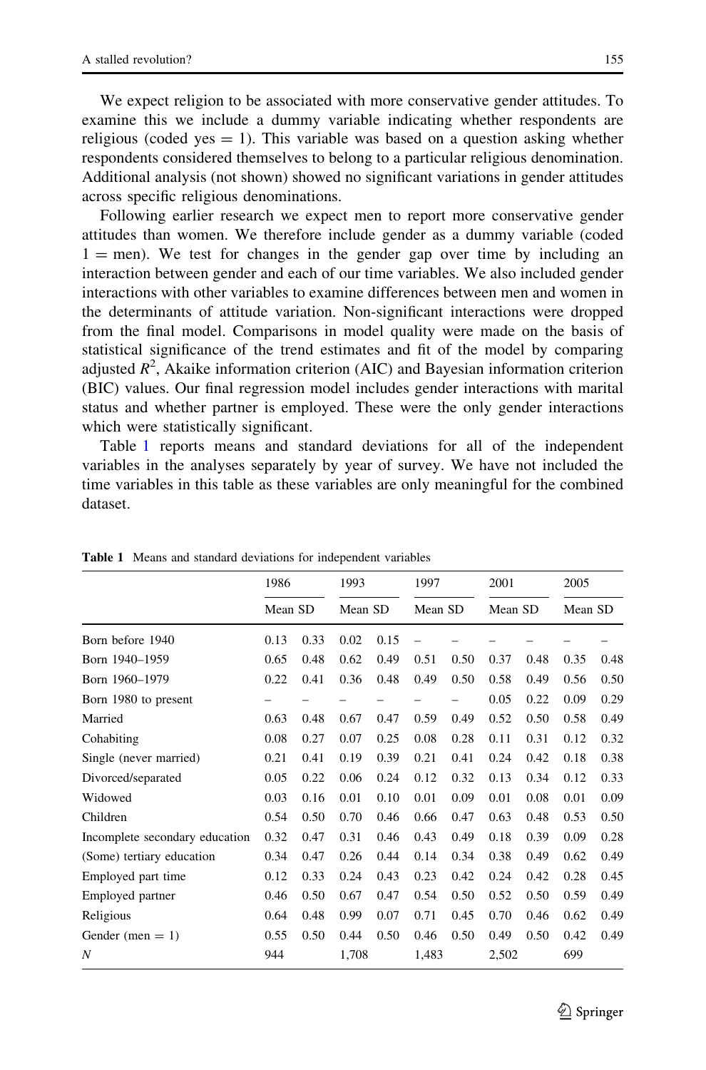We expect religion to be associated with more conservative gender attitudes. To examine this we include a dummy variable indicating whether respondents are religious (coded yes = 1). This variable was based on a question asking whether respondents considered themselves to belong to a particular religious denomination. Additional analysis (not shown) showed no significant variations in gender attitudes across specific religious denominations.

Following earlier research we expect men to report more conservative gender attitudes than women. We therefore include gender as a dummy variable (coded 1 = men). We test for changes in the gender gap over time by including an interaction between gender and each of our time variables. We also included gender interactions with other variables to examine differences between men and women in the determinants of attitude variation. Non-significant interactions were dropped from the final model. Comparisons in model quality were made on the basis of statistical significance of the trend estimates and fit of the model by comparing adjusted $R^2$, Akaike information criterion (AIC) and Bayesian information criterion (BIC) values. Our final regression model includes gender interactions with marital status and whether partner is employed. These were the only gender interactions which were statistically significant.

Table 1 reports means and standard deviations for all of the independent variables in the analyses separately by year of survey. We have not included the time variables in this table as these variables are only meaningful for the combined dataset.

**Table 1** Means and standard deviations for independent variables

| | 1986 | | 1993 | | 1997 | | 2001 | | 2005 | |
|---|---|---|---|---|---|---|---|---|---|---|
| | Mean | SD | Mean | SD | Mean | SD | Mean | SD | Mean | SD |
| Born before 1940 | 0.13 | 0.33 | 0.02 | 0.15 | – | – | – | – | – | – |
| Born 1940–1959 | 0.65 | 0.48 | 0.62 | 0.49 | 0.51 | 0.50 | 0.37 | 0.48 | 0.35 | 0.48 |
| Born 1960–1979 | 0.22 | 0.41 | 0.36 | 0.48 | 0.49 | 0.50 | 0.58 | 0.49 | 0.56 | 0.50 |
| Born 1980 to present | – | – | – | – | – | – | 0.05 | 0.22 | 0.09 | 0.29 |
| Married | 0.63 | 0.48 | 0.67 | 0.47 | 0.59 | 0.49 | 0.52 | 0.50 | 0.58 | 0.49 |
| Cohabiting | 0.08 | 0.27 | 0.07 | 0.25 | 0.08 | 0.28 | 0.11 | 0.31 | 0.12 | 0.32 |
| Single (never married) | 0.21 | 0.41 | 0.19 | 0.39 | 0.21 | 0.41 | 0.24 | 0.42 | 0.18 | 0.38 |
| Divorced/separated | 0.05 | 0.22 | 0.06 | 0.24 | 0.12 | 0.32 | 0.13 | 0.34 | 0.12 | 0.33 |
| Widowed | 0.03 | 0.16 | 0.01 | 0.10 | 0.01 | 0.09 | 0.01 | 0.08 | 0.01 | 0.09 |
| Children | 0.54 | 0.50 | 0.70 | 0.46 | 0.66 | 0.47 | 0.63 | 0.48 | 0.53 | 0.50 |
| Incomplete secondary education | 0.32 | 0.47 | 0.31 | 0.46 | 0.43 | 0.49 | 0.18 | 0.39 | 0.09 | 0.28 |
| (Some) tertiary education | 0.34 | 0.47 | 0.26 | 0.44 | 0.14 | 0.34 | 0.38 | 0.49 | 0.62 | 0.49 |
| Employed part time | 0.12 | 0.33 | 0.24 | 0.43 | 0.23 | 0.42 | 0.24 | 0.42 | 0.28 | 0.45 |
| Employed partner | 0.46 | 0.50 | 0.67 | 0.47 | 0.54 | 0.50 | 0.52 | 0.50 | 0.59 | 0.49 |
| Religious | 0.64 | 0.48 | 0.99 | 0.07 | 0.71 | 0.45 | 0.70 | 0.46 | 0.62 | 0.49 |
| Gender (men = 1) | 0.55 | 0.50 | 0.44 | 0.50 | 0.46 | 0.50 | 0.49 | 0.50 | 0.42 | 0.49 |
| *N* | 944 | | 1,708 | | 1,483 | | 2,502 | | 699 | |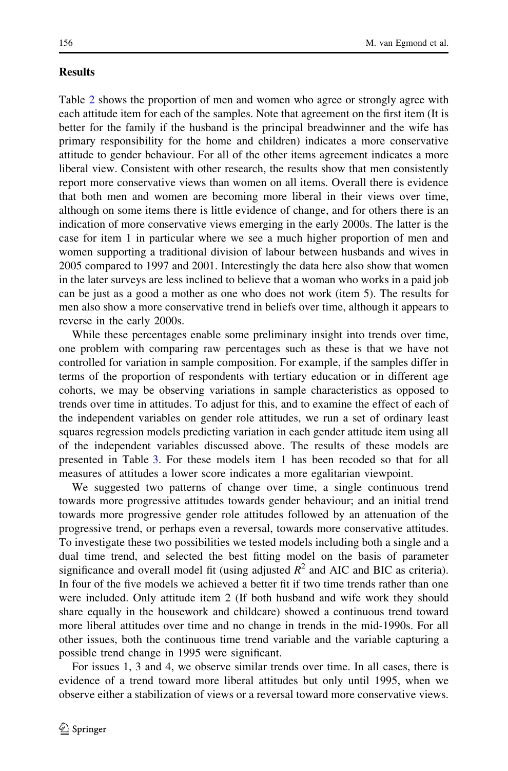## Results

Table 2 shows the proportion of men and women who agree or strongly agree with each attitude item for each of the samples. Note that agreement on the first item (It is better for the family if the husband is the principal breadwinner and the wife has primary responsibility for the home and children) indicates a more conservative attitude to gender behaviour. For all of the other items agreement indicates a more liberal view. Consistent with other research, the results show that men consistently report more conservative views than women on all items. Overall there is evidence that both men and women are becoming more liberal in their views over time, although on some items there is little evidence of change, and for others there is an indication of more conservative views emerging in the early 2000s. The latter is the case for item 1 in particular where we see a much higher proportion of men and women supporting a traditional division of labour between husbands and wives in 2005 compared to 1997 and 2001. Interestingly the data here also show that women in the later surveys are less inclined to believe that a woman who works in a paid job can be just as a good a mother as one who does not work (item 5). The results for men also show a more conservative trend in beliefs over time, although it appears to reverse in the early 2000s.

While these percentages enable some preliminary insight into trends over time, one problem with comparing raw percentages such as these is that we have not controlled for variation in sample composition. For example, if the samples differ in terms of the proportion of respondents with tertiary education or in different age cohorts, we may be observing variations in sample characteristics as opposed to trends over time in attitudes. To adjust for this, and to examine the effect of each of the independent variables on gender role attitudes, we run a set of ordinary least squares regression models predicting variation in each gender attitude item using all of the independent variables discussed above. The results of these models are presented in Table 3. For these models item 1 has been recoded so that for all measures of attitudes a lower score indicates a more egalitarian viewpoint.

We suggested two patterns of change over time, a single continuous trend towards more progressive attitudes towards gender behaviour; and an initial trend towards more progressive gender role attitudes followed by an attenuation of the progressive trend, or perhaps even a reversal, towards more conservative attitudes. To investigate these two possibilities we tested models including both a single and a dual time trend, and selected the best fitting model on the basis of parameter significance and overall model fit (using adjusted $R^2$ and AIC and BIC as criteria). In four of the five models we achieved a better fit if two time trends rather than one were included. Only attitude item 2 (If both husband and wife work they should share equally in the housework and childcare) showed a continuous trend toward more liberal attitudes over time and no change in trends in the mid-1990s. For all other issues, both the continuous time trend variable and the variable capturing a possible trend change in 1995 were significant.

For issues 1, 3 and 4, we observe similar trends over time. In all cases, there is evidence of a trend toward more liberal attitudes but only until 1995, when we observe either a stabilization of views or a reversal toward more conservative views.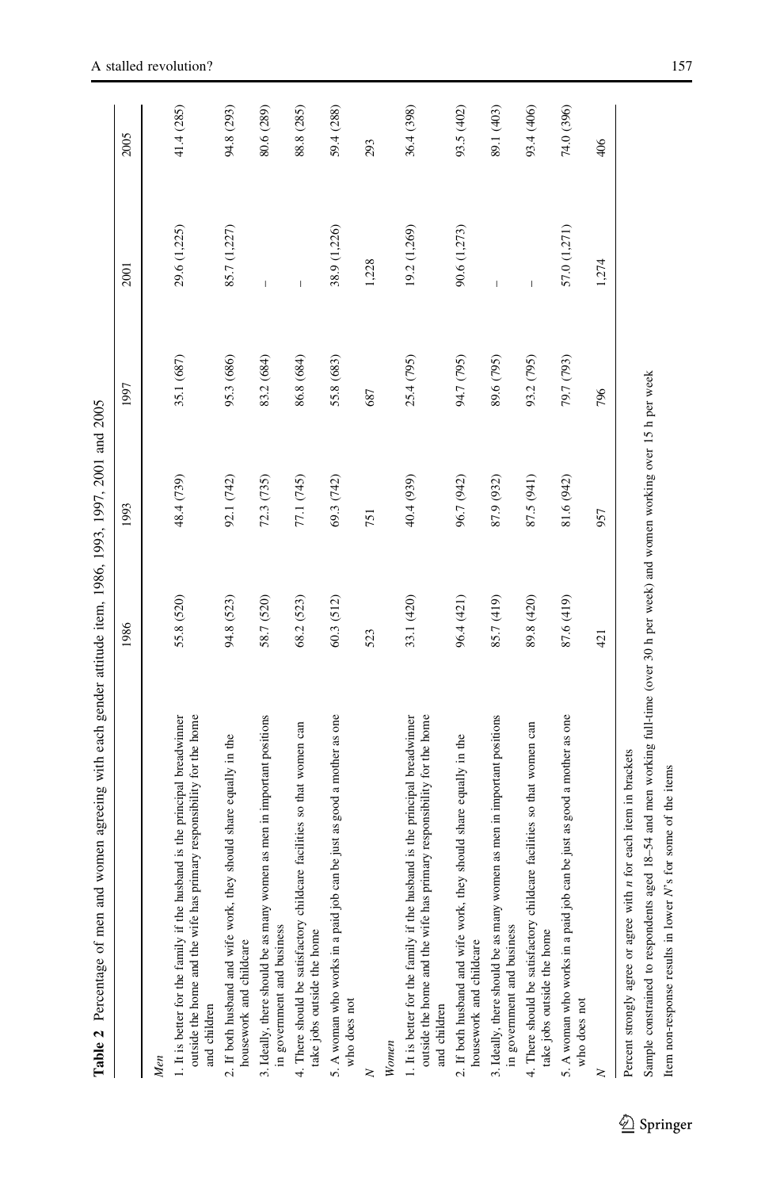**Table 2** Percentage of men and women agreeing with each gender attitude item, 1986, 1993, 1997, 2001 and 2005

| | 1986 | 1993 | 1997 | 2001 | 2005 |
|---|---|---|---|---|---|
| *Men* | | | | | |
| 1. It is better for the family if the husband is the principal breadwinner outside the home and the wife has primary responsibility for the home and children | 55.8 (520) | 48.4 (739) | 35.1 (687) | 29.6 (1,225) | 41.4 (285) |
| 2. If both husband and wife work, they should share equally in the housework and childcare | 94.8 (523) | 92.1 (742) | 95.3 (686) | 85.7 (1,227) | 94.8 (293) |
| 3. Ideally, there should be as many women as men in important positions in government and business | 58.7 (520) | 72.3 (735) | 83.2 (684) | – | 80.6 (289) |
| 4. There should be satisfactory childcare facilities so that women can take jobs outside the home | 68.2 (523) | 77.1 (745) | 86.8 (684) | – | 88.8 (285) |
| 5. A woman who works in a paid job can be just as good a mother as one who does not | 60.3 (512) | 69.3 (742) | 55.8 (683) | 38.9 (1,226) | 59.4 (288) |
| *N* | 523 | 751 | 687 | 1,228 | 293 |
| *Women* | | | | | |
| 1. It is better for the family if the husband is the principal breadwinner outside the home and the wife has primary responsibility for the home and children | 33.1 (420) | 40.4 (939) | 25.4 (795) | 19.2 (1,269) | 36.4 (398) |
| 2. If both husband and wife work, they should share equally in the housework and childcare | 96.4 (421) | 96.7 (942) | 94.7 (795) | 90.6 (1,273) | 93.5 (402) |
| 3. Ideally, there should be as many women as men in important positions in government and business | 85.7 (419) | 87.9 (932) | 89.6 (795) | – | 89.1 (403) |
| 4. There should be satisfactory childcare facilities so that women can take jobs outside the home | 89.8 (420) | 87.5 (941) | 93.2 (795) | – | 93.4 (406) |
| 5. A woman who works in a paid job can be just as good a mother as one who does not | 87.6 (419) | 81.6 (942) | 79.7 (793) | 57.0 (1,271) | 74.0 (396) |
| *N* | 421 | 957 | 796 | 1,274 | 406 |

Percent strongly agree or agree with *n* for each item in brackets

Sample constrained to respondents aged 18–54 and men working full-time (over 30 h per week) and women working over 15 h per week

Item non-response results in lower *N*'s for some of the items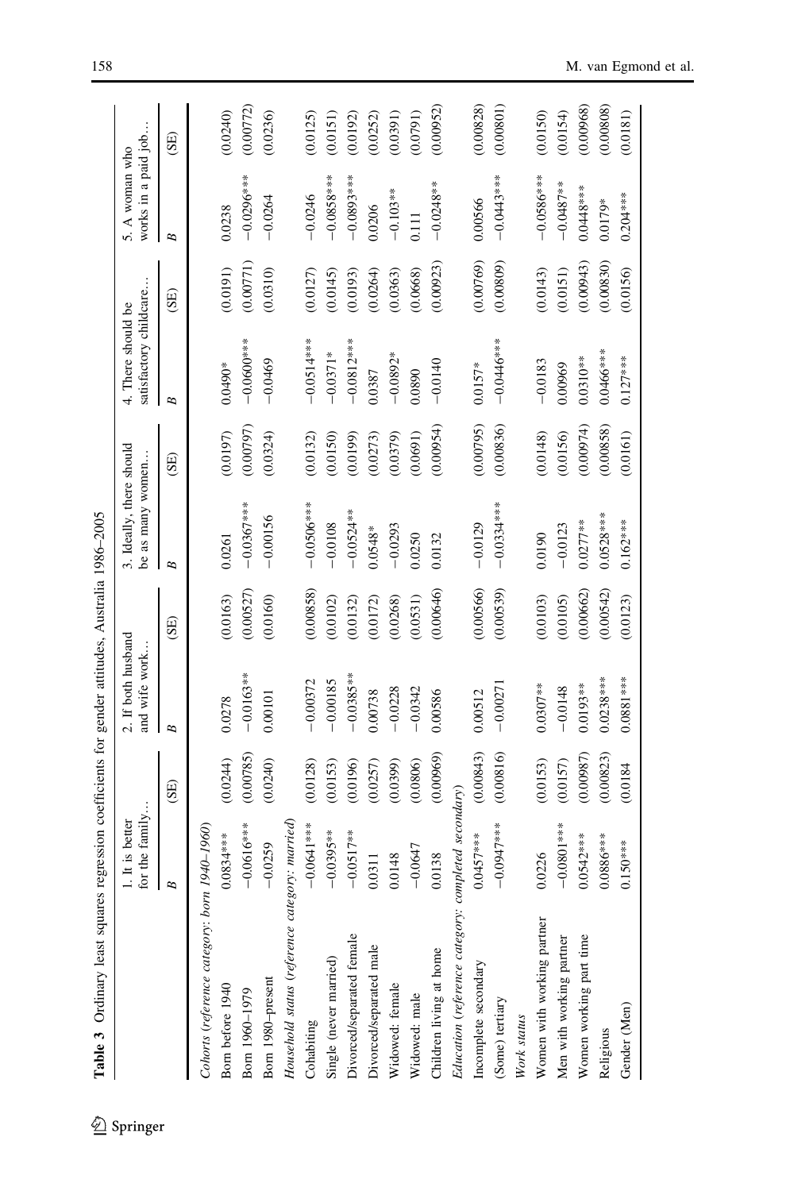**Table 3** Ordinary least squares regression coefficients for gender attitudes, Australia 1986–2005

| | 1. It is better for the family… | | 2. If both husband and wife work… | | 3. Ideally, there should be as many women… | | 4. There should be satisfactory childcare… | | 5. A woman who works in a paid job… | |
|---|---|---|---|---|---|---|---|---|---|---|
| | *B* | (SE) | *B* | (SE) | *B* | (SE) | *B* | (SE) | *B* | (SE) |
| *Cohorts (reference category: born 1940–1960)* | | | | | | | | | | |
| Born before 1940 | 0.0834*** | (0.0244) | 0.0278 | (0.0163) | 0.0261 | (0.0197) | 0.0490* | (0.0191) | 0.0238 | (0.0240) |
| Born 1960–1979 | −0.0616*** | (0.00785) | −0.0163** | (0.00527) | −0.0367*** | (0.00797) | −0.0600*** | (0.00771) | −0.0296*** | (0.00772) |
| Born 1980–present | −0.0259 | (0.0240) | 0.00101 | (0.0160) | −0.00156 | (0.0324) | −0.0469 | (0.0310) | −0.0264 | (0.0236) |
| *Household status (reference category: married)* | | | | | | | | | | |
| Cohabiting | −0.0641*** | (0.0128) | −0.00372 | (0.00858) | −0.0506*** | (0.0132) | −0.0514*** | (0.0127) | −0.0246 | (0.0125) |
| Single (never married) | −0.0395** | (0.0153) | −0.00185 | (0.0102) | −0.0108 | (0.0150) | −0.0371* | (0.0145) | −0.0858*** | (0.0151) |
| Divorced/separated female | −0.0517** | (0.0196) | −0.0385** | (0.0132) | −0.0524** | (0.0199) | −0.0812*** | (0.0193) | −0.0893*** | (0.0192) |
| Divorced/separated male | 0.0311 | (0.0257) | 0.00738 | (0.0172) | 0.0548* | (0.0273) | 0.0387 | (0.0264) | 0.0206 | (0.0252) |
| Widowed: female | 0.0148 | (0.0399) | −0.0228 | (0.0268) | −0.0293 | (0.0379) | −0.0892* | (0.0363) | −0.103** | (0.0391) |
| Widowed: male | −0.0647 | (0.0806) | −0.0342 | (0.0531) | 0.0250 | (0.0691) | 0.0890 | (0.0668) | 0.111 | (0.0791) |
| Children living at home | 0.0138 | (0.00969) | 0.00586 | (0.00646) | 0.0132 | (0.00954) | −0.0140 | (0.00923) | −0.0248** | (0.00952) |
| *Education (reference category: completed secondary)* | | | | | | | | | | |
| Incomplete secondary | 0.0457*** | (0.00843) | 0.00512 | (0.00566) | −0.0129 | (0.00795) | 0.0157* | (0.00769) | 0.00566 | (0.00828) |
| (Some) tertiary | −0.0947*** | (0.00816) | −0.00271 | (0.00539) | −0.0334*** | (0.00836) | −0.0446*** | (0.00809) | −0.0443*** | (0.00801) |
| *Work status* | | | | | | | | | | |
| Women with working partner | 0.0226 | (0.0153) | 0.0307** | (0.0103) | 0.0190 | (0.0148) | −0.0183 | (0.0143) | −0.0586*** | (0.0150) |
| Men with working partner | −0.0801*** | (0.0157) | −0.0148 | (0.0105) | −0.0123 | (0.0156) | 0.00969 | (0.0151) | −0.0487** | (0.0154) |
| Women working part time | 0.0542*** | (0.00987) | 0.0193** | (0.00662) | 0.0277** | (0.00974) | 0.0310** | (0.00943) | 0.0448*** | (0.00968) |
| Religious | 0.0886*** | (0.00823) | 0.0238*** | (0.00542) | 0.0528*** | (0.00858) | 0.0466*** | (0.00830) | 0.0179* | (0.00808) |
| Gender (Men) | 0.150*** | (0.0184) | 0.0881*** | (0.0123) | 0.162*** | (0.0161) | 0.127*** | (0.0156) | 0.204*** | (0.0181) |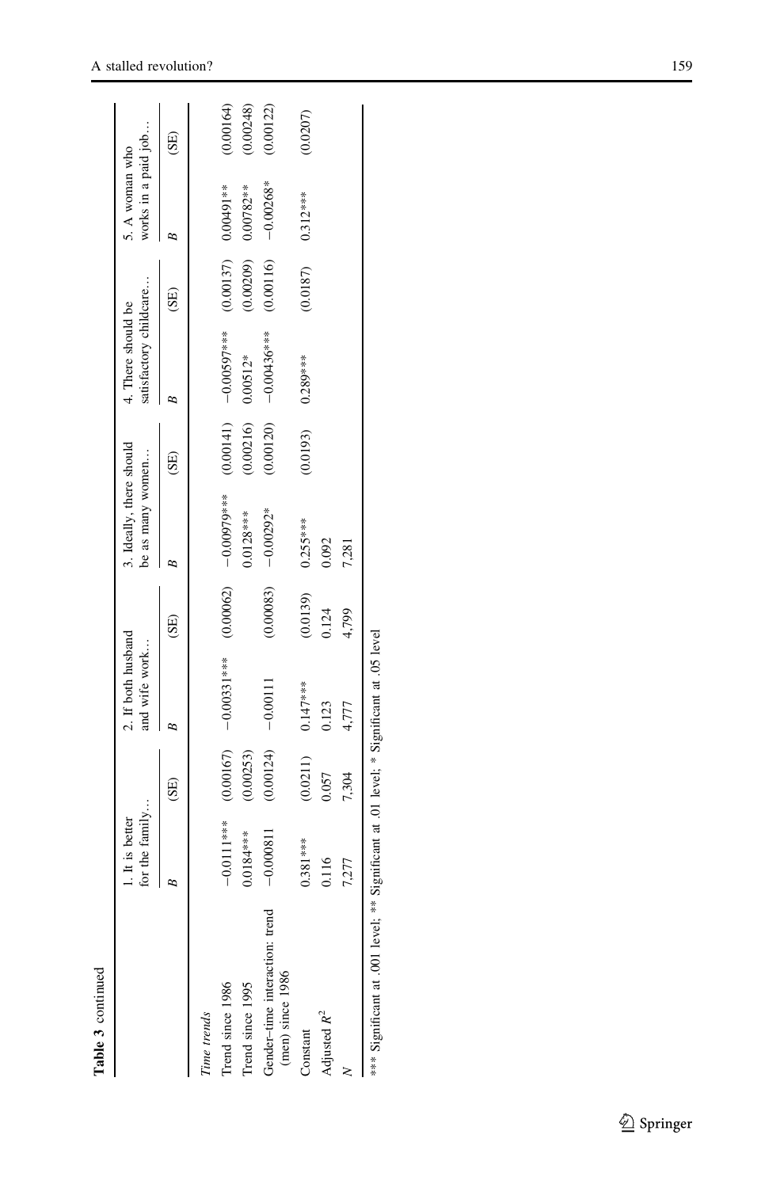**Table 3** continued

| | 1. It is better for the family… | | 2. If both husband and wife work… | | 3. Ideally, there should be as many women… | | 4. There should be satisfactory childcare… | | 5. A woman who works in a paid job… | |
|---|---|---|---|---|---|---|---|---|---|---|
| | *B* | (SE) | *B* | (SE) | *B* | (SE) | *B* | (SE) | *B* | (SE) |
| *Time trends* | | | | | | | | | | |
| Trend since 1986 | −0.0111*** | (0.00167) | −0.00331*** | (0.00062) | −0.00979*** | (0.00141) | −0.00597*** | (0.00137) | 0.00491** | (0.00164) |
| Trend since 1995 | 0.0184*** | (0.00253) | | | 0.0128*** | (0.00216) | 0.00512* | (0.00209) | 0.00782** | (0.00248) |
| Gender–time interaction: trend (men) since 1986 | −0.000811 | (0.00124) | −0.00111 | (0.00083) | −0.00292* | (0.00120) | −0.00436*** | (0.00116) | −0.00268* | (0.00122) |
| Constant | 0.381*** | (0.0211) | 0.147*** | (0.0139) | 0.255*** | (0.0193) | 0.289*** | (0.0187) | 0.312*** | (0.0207) |
| Adjusted $R^2$ | 0.116 | 0.057 | 0.123 | 0.124 | 0.092 | | | | | |
| *N* | 7,277 | 7,304 | 4,777 | 4,799 | 7,281 | | | | | |

*** Significant at .001 level; ** Significant at .01 level; * Significant at .05 level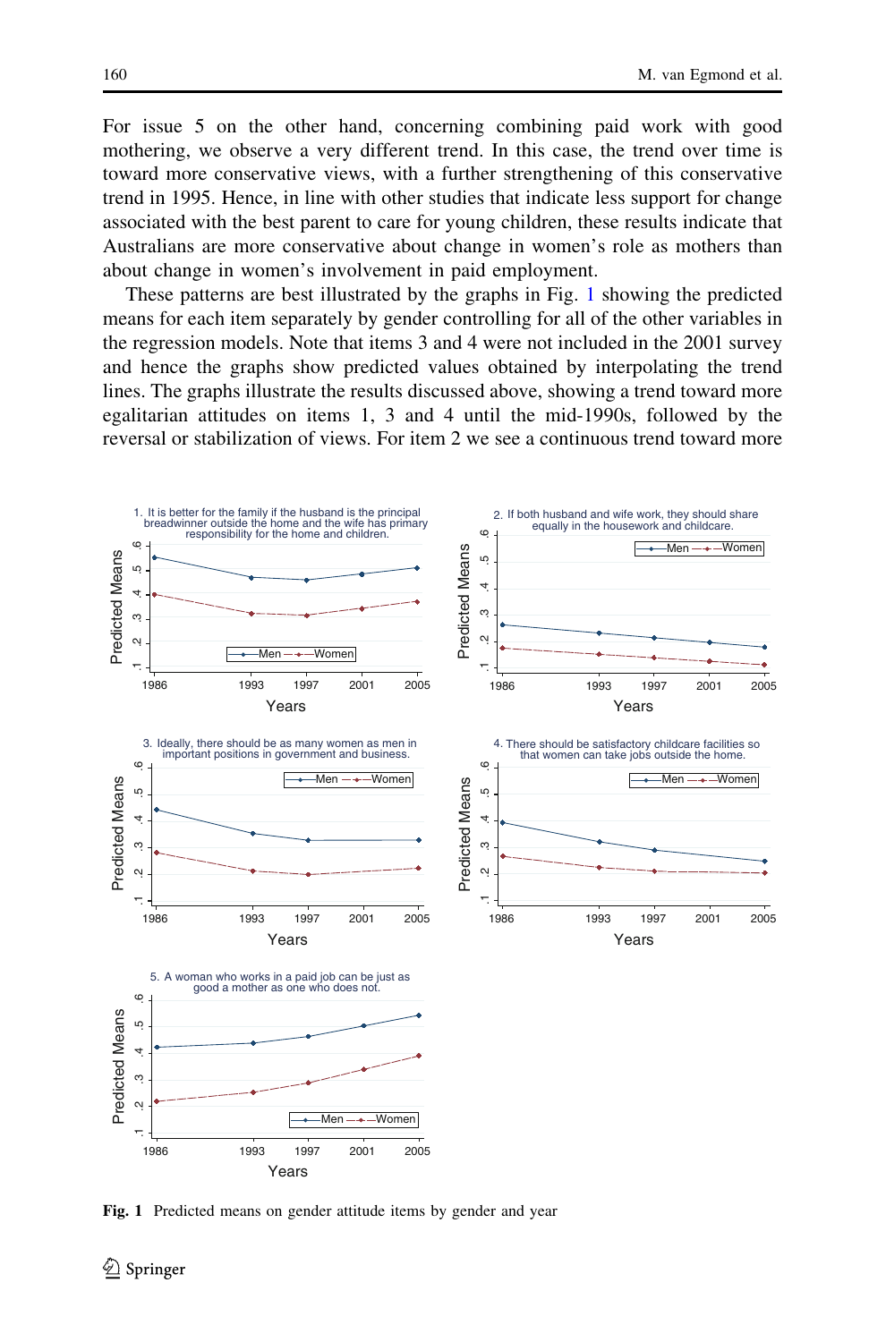For issue 5 on the other hand, concerning combining paid work with good mothering, we observe a very different trend. In this case, the trend over time is toward more conservative views, with a further strengthening of this conservative trend in 1995. Hence, in line with other studies that indicate less support for change associated with the best parent to care for young children, these results indicate that Australians are more conservative about change in women's role as mothers than about change in women's involvement in paid employment.

These patterns are best illustrated by the graphs in Fig. 1 showing the predicted means for each item separately by gender controlling for all of the other variables in the regression models. Note that items 3 and 4 were not included in the 2001 survey and hence the graphs show predicted values obtained by interpolating the trend lines. The graphs illustrate the results discussed above, showing a trend toward more egalitarian attitudes on items 1, 3 and 4 until the mid-1990s, followed by the reversal or stabilization of views. For item 2 we see a continuous trend toward more

**Fig. 1** Predicted means on gender attitude items by gender and year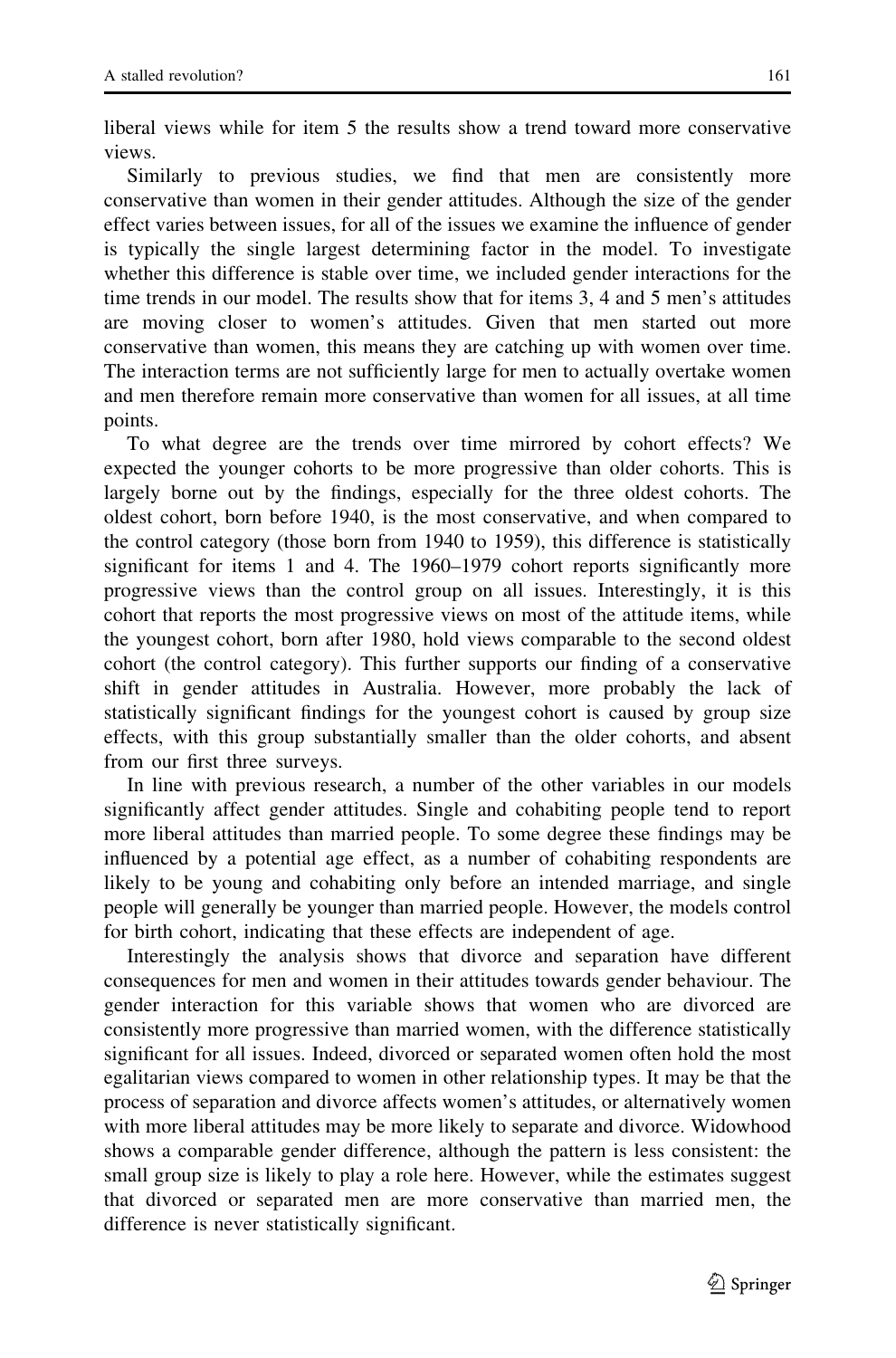liberal views while for item 5 the results show a trend toward more conservative views.

Similarly to previous studies, we find that men are consistently more conservative than women in their gender attitudes. Although the size of the gender effect varies between issues, for all of the issues we examine the influence of gender is typically the single largest determining factor in the model. To investigate whether this difference is stable over time, we included gender interactions for the time trends in our model. The results show that for items 3, 4 and 5 men's attitudes are moving closer to women's attitudes. Given that men started out more conservative than women, this means they are catching up with women over time. The interaction terms are not sufficiently large for men to actually overtake women and men therefore remain more conservative than women for all issues, at all time points.

To what degree are the trends over time mirrored by cohort effects? We expected the younger cohorts to be more progressive than older cohorts. This is largely borne out by the findings, especially for the three oldest cohorts. The oldest cohort, born before 1940, is the most conservative, and when compared to the control category (those born from 1940 to 1959), this difference is statistically significant for items 1 and 4. The 1960–1979 cohort reports significantly more progressive views than the control group on all issues. Interestingly, it is this cohort that reports the most progressive views on most of the attitude items, while the youngest cohort, born after 1980, hold views comparable to the second oldest cohort (the control category). This further supports our finding of a conservative shift in gender attitudes in Australia. However, more probably the lack of statistically significant findings for the youngest cohort is caused by group size effects, with this group substantially smaller than the older cohorts, and absent from our first three surveys.

In line with previous research, a number of the other variables in our models significantly affect gender attitudes. Single and cohabiting people tend to report more liberal attitudes than married people. To some degree these findings may be influenced by a potential age effect, as a number of cohabiting respondents are likely to be young and cohabiting only before an intended marriage, and single people will generally be younger than married people. However, the models control for birth cohort, indicating that these effects are independent of age.

Interestingly the analysis shows that divorce and separation have different consequences for men and women in their attitudes towards gender behaviour. The gender interaction for this variable shows that women who are divorced are consistently more progressive than married women, with the difference statistically significant for all issues. Indeed, divorced or separated women often hold the most egalitarian views compared to women in other relationship types. It may be that the process of separation and divorce affects women's attitudes, or alternatively women with more liberal attitudes may be more likely to separate and divorce. Widowhood shows a comparable gender difference, although the pattern is less consistent: the small group size is likely to play a role here. However, while the estimates suggest that divorced or separated men are more conservative than married men, the difference is never statistically significant.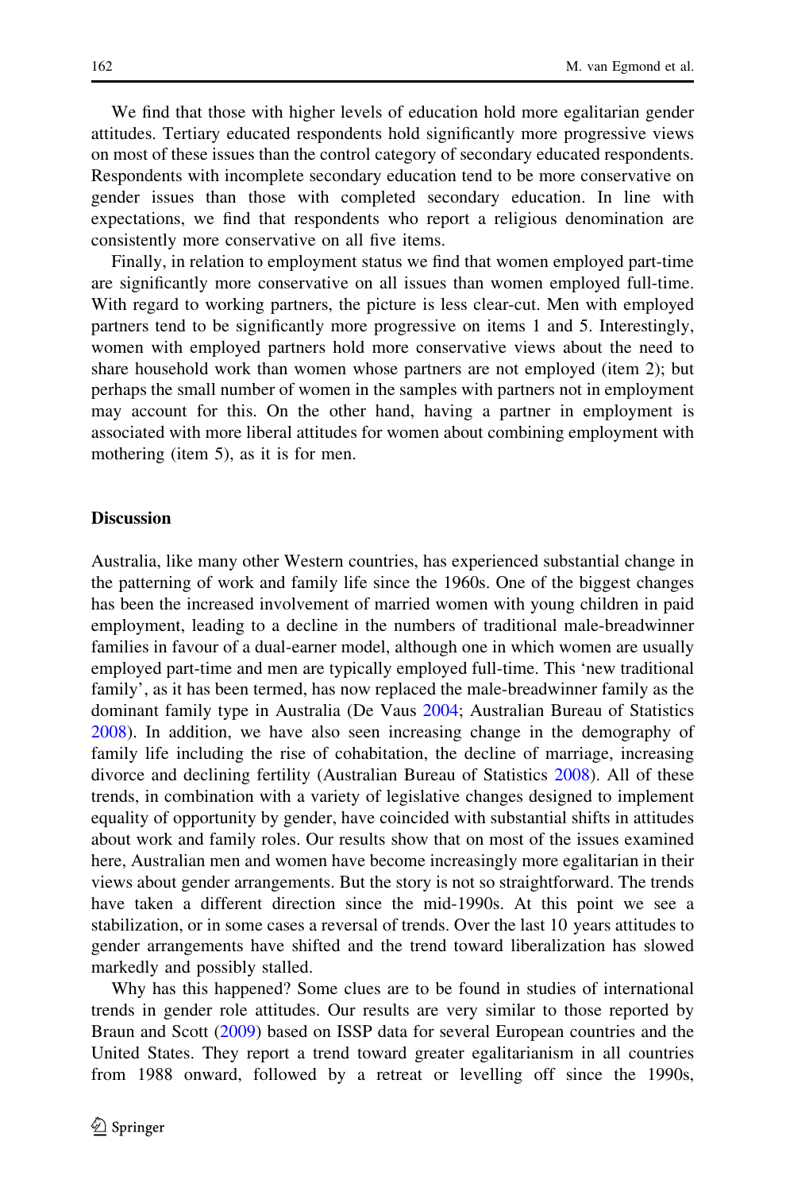We find that those with higher levels of education hold more egalitarian gender attitudes. Tertiary educated respondents hold significantly more progressive views on most of these issues than the control category of secondary educated respondents. Respondents with incomplete secondary education tend to be more conservative on gender issues than those with completed secondary education. In line with expectations, we find that respondents who report a religious denomination are consistently more conservative on all five items.

Finally, in relation to employment status we find that women employed part-time are significantly more conservative on all issues than women employed full-time. With regard to working partners, the picture is less clear-cut. Men with employed partners tend to be significantly more progressive on items 1 and 5. Interestingly, women with employed partners hold more conservative views about the need to share household work than women whose partners are not employed (item 2); but perhaps the small number of women in the samples with partners not in employment may account for this. On the other hand, having a partner in employment is associated with more liberal attitudes for women about combining employment with mothering (item 5), as it is for men.

## Discussion

Australia, like many other Western countries, has experienced substantial change in the patterning of work and family life since the 1960s. One of the biggest changes has been the increased involvement of married women with young children in paid employment, leading to a decline in the numbers of traditional male-breadwinner families in favour of a dual-earner model, although one in which women are usually employed part-time and men are typically employed full-time. This 'new traditional family', as it has been termed, has now replaced the male-breadwinner family as the dominant family type in Australia (De Vaus 2004; Australian Bureau of Statistics 2008). In addition, we have also seen increasing change in the demography of family life including the rise of cohabitation, the decline of marriage, increasing divorce and declining fertility (Australian Bureau of Statistics 2008). All of these trends, in combination with a variety of legislative changes designed to implement equality of opportunity by gender, have coincided with substantial shifts in attitudes about work and family roles. Our results show that on most of the issues examined here, Australian men and women have become increasingly more egalitarian in their views about gender arrangements. But the story is not so straightforward. The trends have taken a different direction since the mid-1990s. At this point we see a stabilization, or in some cases a reversal of trends. Over the last 10 years attitudes to gender arrangements have shifted and the trend toward liberalization has slowed markedly and possibly stalled.

Why has this happened? Some clues are to be found in studies of international trends in gender role attitudes. Our results are very similar to those reported by Braun and Scott (2009) based on ISSP data for several European countries and the United States. They report a trend toward greater egalitarianism in all countries from 1988 onward, followed by a retreat or levelling off since the 1990s,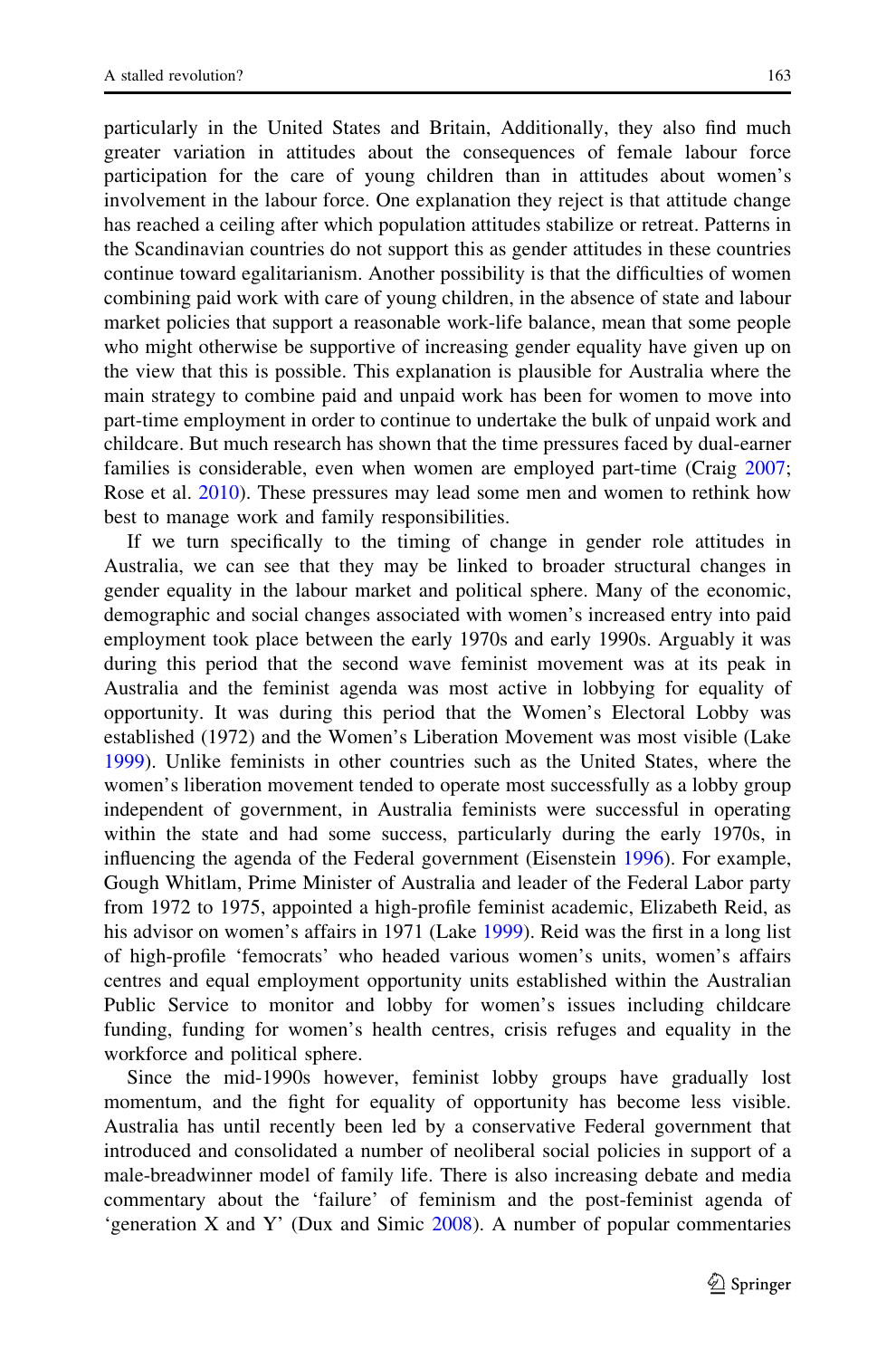particularly in the United States and Britain, Additionally, they also find much greater variation in attitudes about the consequences of female labour force participation for the care of young children than in attitudes about women's involvement in the labour force. One explanation they reject is that attitude change has reached a ceiling after which population attitudes stabilize or retreat. Patterns in the Scandinavian countries do not support this as gender attitudes in these countries continue toward egalitarianism. Another possibility is that the difficulties of women combining paid work with care of young children, in the absence of state and labour market policies that support a reasonable work-life balance, mean that some people who might otherwise be supportive of increasing gender equality have given up on the view that this is possible. This explanation is plausible for Australia where the main strategy to combine paid and unpaid work has been for women to move into part-time employment in order to continue to undertake the bulk of unpaid work and childcare. But much research has shown that the time pressures faced by dual-earner families is considerable, even when women are employed part-time (Craig 2007; Rose et al. 2010). These pressures may lead some men and women to rethink how best to manage work and family responsibilities.

If we turn specifically to the timing of change in gender role attitudes in Australia, we can see that they may be linked to broader structural changes in gender equality in the labour market and political sphere. Many of the economic, demographic and social changes associated with women's increased entry into paid employment took place between the early 1970s and early 1990s. Arguably it was during this period that the second wave feminist movement was at its peak in Australia and the feminist agenda was most active in lobbying for equality of opportunity. It was during this period that the Women's Electoral Lobby was established (1972) and the Women's Liberation Movement was most visible (Lake 1999). Unlike feminists in other countries such as the United States, where the women's liberation movement tended to operate most successfully as a lobby group independent of government, in Australia feminists were successful in operating within the state and had some success, particularly during the early 1970s, in influencing the agenda of the Federal government (Eisenstein 1996). For example, Gough Whitlam, Prime Minister of Australia and leader of the Federal Labor party from 1972 to 1975, appointed a high-profile feminist academic, Elizabeth Reid, as his advisor on women's affairs in 1971 (Lake 1999). Reid was the first in a long list of high-profile 'femocrats' who headed various women's units, women's affairs centres and equal employment opportunity units established within the Australian Public Service to monitor and lobby for women's issues including childcare funding, funding for women's health centres, crisis refuges and equality in the workforce and political sphere.

Since the mid-1990s however, feminist lobby groups have gradually lost momentum, and the fight for equality of opportunity has become less visible. Australia has until recently been led by a conservative Federal government that introduced and consolidated a number of neoliberal social policies in support of a male-breadwinner model of family life. There is also increasing debate and media commentary about the 'failure' of feminism and the post-feminist agenda of 'generation X and Y' (Dux and Simic 2008). A number of popular commentaries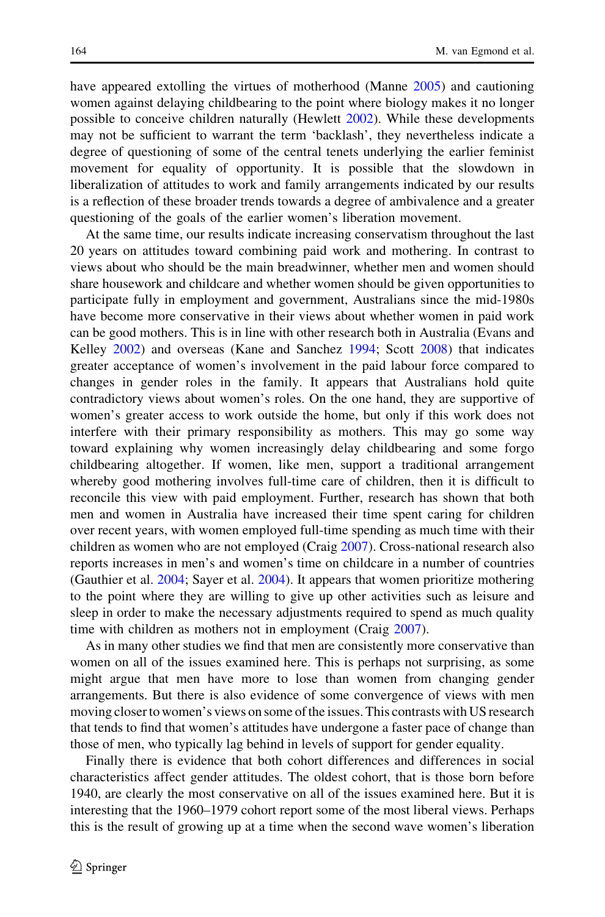have appeared extolling the virtues of motherhood (Manne 2005) and cautioning women against delaying childbearing to the point where biology makes it no longer possible to conceive children naturally (Hewlett 2002). While these developments may not be sufficient to warrant the term 'backlash', they nevertheless indicate a degree of questioning of some of the central tenets underlying the earlier feminist movement for equality of opportunity. It is possible that the slowdown in liberalization of attitudes to work and family arrangements indicated by our results is a reflection of these broader trends towards a degree of ambivalence and a greater questioning of the goals of the earlier women's liberation movement.

At the same time, our results indicate increasing conservatism throughout the last 20 years on attitudes toward combining paid work and mothering. In contrast to views about who should be the main breadwinner, whether men and women should share housework and childcare and whether women should be given opportunities to participate fully in employment and government, Australians since the mid-1980s have become more conservative in their views about whether women in paid work can be good mothers. This is in line with other research both in Australia (Evans and Kelley 2002) and overseas (Kane and Sanchez 1994; Scott 2008) that indicates greater acceptance of women's involvement in the paid labour force compared to changes in gender roles in the family. It appears that Australians hold quite contradictory views about women's roles. On the one hand, they are supportive of women's greater access to work outside the home, but only if this work does not interfere with their primary responsibility as mothers. This may go some way toward explaining why women increasingly delay childbearing and some forgo childbearing altogether. If women, like men, support a traditional arrangement whereby good mothering involves full-time care of children, then it is difficult to reconcile this view with paid employment. Further, research has shown that both men and women in Australia have increased their time spent caring for children over recent years, with women employed full-time spending as much time with their children as women who are not employed (Craig 2007). Cross-national research also reports increases in men's and women's time on childcare in a number of countries (Gauthier et al. 2004; Sayer et al. 2004). It appears that women prioritize mothering to the point where they are willing to give up other activities such as leisure and sleep in order to make the necessary adjustments required to spend as much quality time with children as mothers not in employment (Craig 2007).

As in many other studies we find that men are consistently more conservative than women on all of the issues examined here. This is perhaps not surprising, as some might argue that men have more to lose than women from changing gender arrangements. But there is also evidence of some convergence of views with men moving closer to women's views on some of the issues. This contrasts with US research that tends to find that women's attitudes have undergone a faster pace of change than those of men, who typically lag behind in levels of support for gender equality.

Finally there is evidence that both cohort differences and differences in social characteristics affect gender attitudes. The oldest cohort, that is those born before 1940, are clearly the most conservative on all of the issues examined here. But it is interesting that the 1960–1979 cohort report some of the most liberal views. Perhaps this is the result of growing up at a time when the second wave women's liberation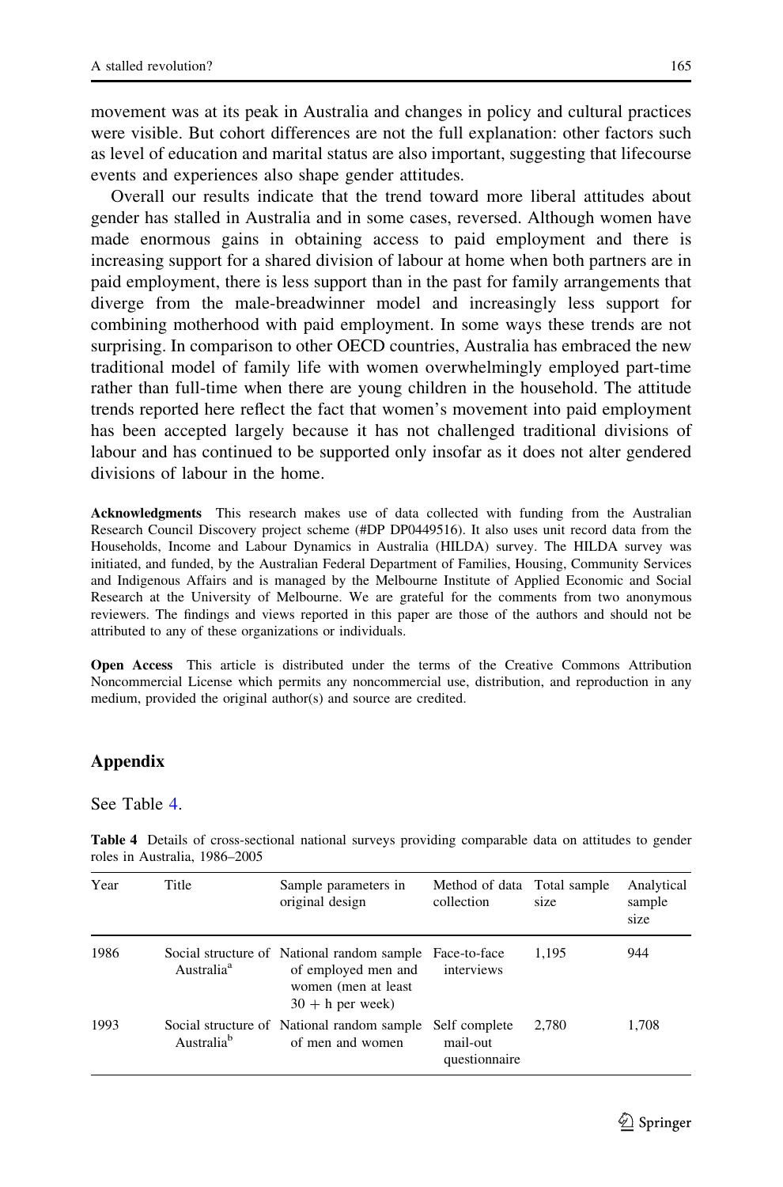movement was at its peak in Australia and changes in policy and cultural practices were visible. But cohort differences are not the full explanation: other factors such as level of education and marital status are also important, suggesting that lifecourse events and experiences also shape gender attitudes.

Overall our results indicate that the trend toward more liberal attitudes about gender has stalled in Australia and in some cases, reversed. Although women have made enormous gains in obtaining access to paid employment and there is increasing support for a shared division of labour at home when both partners are in paid employment, there is less support than in the past for family arrangements that diverge from the male-breadwinner model and increasingly less support for combining motherhood with paid employment. In some ways these trends are not surprising. In comparison to other OECD countries, Australia has embraced the new traditional model of family life with women overwhelmingly employed part-time rather than full-time when there are young children in the household. The attitude trends reported here reflect the fact that women's movement into paid employment has been accepted largely because it has not challenged traditional divisions of labour and has continued to be supported only insofar as it does not alter gendered divisions of labour in the home.

**Acknowledgments** This research makes use of data collected with funding from the Australian Research Council Discovery project scheme (#DP DP0449516). It also uses unit record data from the Households, Income and Labour Dynamics in Australia (HILDA) survey. The HILDA survey was initiated, and funded, by the Australian Federal Department of Families, Housing, Community Services and Indigenous Affairs and is managed by the Melbourne Institute of Applied Economic and Social Research at the University of Melbourne. We are grateful for the comments from two anonymous reviewers. The findings and views reported in this paper are those of the authors and should not be attributed to any of these organizations or individuals.

**Open Access** This article is distributed under the terms of the Creative Commons Attribution Noncommercial License which permits any noncommercial use, distribution, and reproduction in any medium, provided the original author(s) and source are credited.

## Appendix

See Table 4.

**Table 4** Details of cross-sectional national surveys providing comparable data on attitudes to gender roles in Australia, 1986–2005

| Year | Title | Sample parameters in original design | Method of data collection | Total sample size | Analytical sample size |
|---|---|---|---|---|---|
| 1986 | Social structure of Australia[a] | National random sample of employed men and women (men at least 30 + h per week) | Face-to-face interviews | 1,195 | 944 |
| 1993 | Social structure of Australia[b] | National random sample of men and women | Self complete mail-out questionnaire | 2,780 | 1,708 |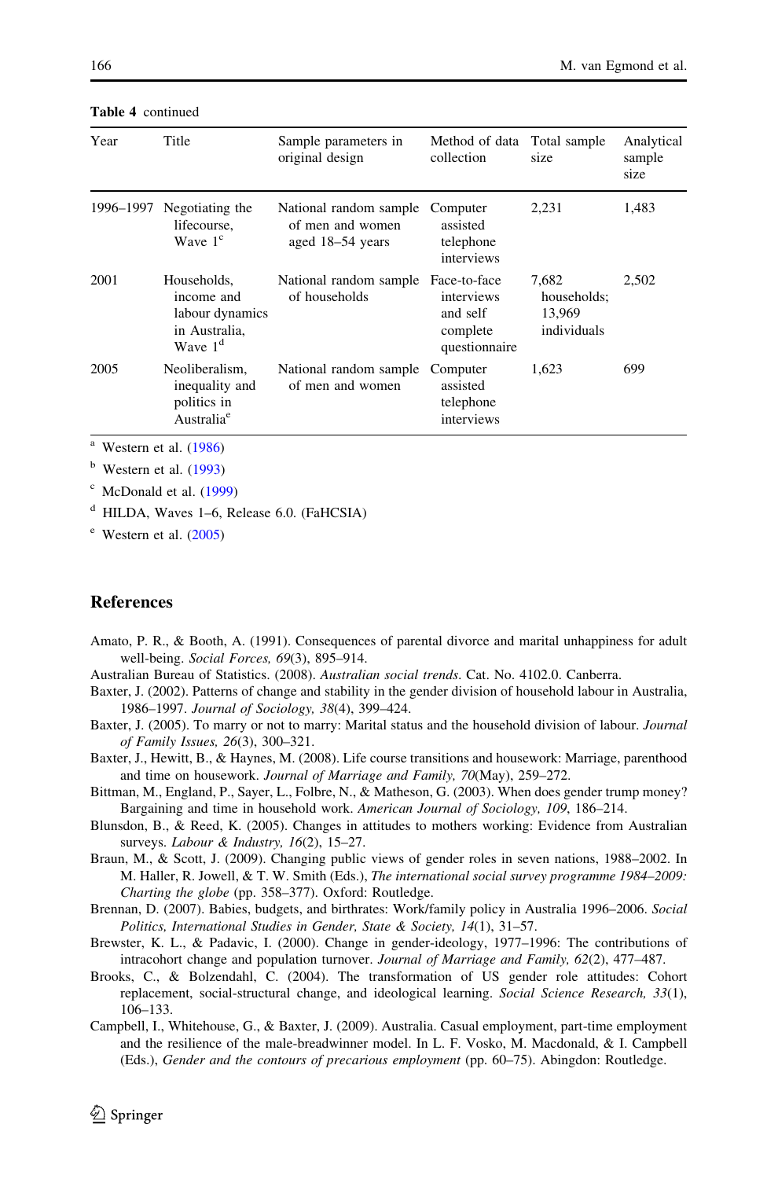**Table 4** continued

| Year | Title | Sample parameters in original design | Method of data collection | Total sample size | Analytical sample size |
|---|---|---|---|---|---|
| 1996–1997 | Negotiating the lifecourse, Wave 1[c] | National random sample of men and women aged 18–54 years | Computer assisted telephone interviews | 2,231 | 1,483 |
| 2001 | Households, income and labour dynamics in Australia, Wave 1[d] | National random sample of households | Face-to-face interviews and self complete questionnaire | 7,682 households; 13,969 individuals | 2,502 |
| 2005 | Neoliberalism, inequality and politics in Australia[e] | National random sample of men and women | Computer assisted telephone interviews | 1,623 | 699 |

[a] Western et al. (1986)

[b] Western et al. (1993)

[c] McDonald et al. (1999)

[d] HILDA, Waves 1–6, Release 6.0. (FaHCSIA)

[e] Western et al. (2005)

## References

Amato, P. R., & Booth, A. (1991). Consequences of parental divorce and marital unhappiness for adult well-being. *Social Forces, 69*(3), 895–914.

Australian Bureau of Statistics. (2008). *Australian social trends*. Cat. No. 4102.0. Canberra.

Baxter, J. (2002). Patterns of change and stability in the gender division of household labour in Australia, 1986–1997. *Journal of Sociology, 38*(4), 399–424.

Baxter, J. (2005). To marry or not to marry: Marital status and the household division of labour. *Journal of Family Issues, 26*(3), 300–321.

Baxter, J., Hewitt, B., & Haynes, M. (2008). Life course transitions and housework: Marriage, parenthood and time on housework. *Journal of Marriage and Family, 70*(May), 259–272.

Bittman, M., England, P., Sayer, L., Folbre, N., & Matheson, G. (2003). When does gender trump money? Bargaining and time in household work. *American Journal of Sociology, 109*, 186–214.

Blunsdon, B., & Reed, K. (2005). Changes in attitudes to mothers working: Evidence from Australian surveys. *Labour & Industry, 16*(2), 15–27.

Braun, M., & Scott, J. (2009). Changing public views of gender roles in seven nations, 1988–2002. In M. Haller, R. Jowell, & T. W. Smith (Eds.), *The international social survey programme 1984–2009: Charting the globe* (pp. 358–377). Oxford: Routledge.

Brennan, D. (2007). Babies, budgets, and birthrates: Work/family policy in Australia 1996–2006. *Social Politics, International Studies in Gender, State & Society, 14*(1), 31–57.

Brewster, K. L., & Padavic, I. (2000). Change in gender-ideology, 1977–1996: The contributions of intracohort change and population turnover. *Journal of Marriage and Family, 62*(2), 477–487.

Brooks, C., & Bolzendahl, C. (2004). The transformation of US gender role attitudes: Cohort replacement, social-structural change, and ideological learning. *Social Science Research, 33*(1), 106–133.

Campbell, I., Whitehouse, G., & Baxter, J. (2009). Australia. Casual employment, part-time employment and the resilience of the male-breadwinner model. In L. F. Vosko, M. Macdonald, & I. Campbell (Eds.), *Gender and the contours of precarious employment* (pp. 60–75). Abingdon: Routledge.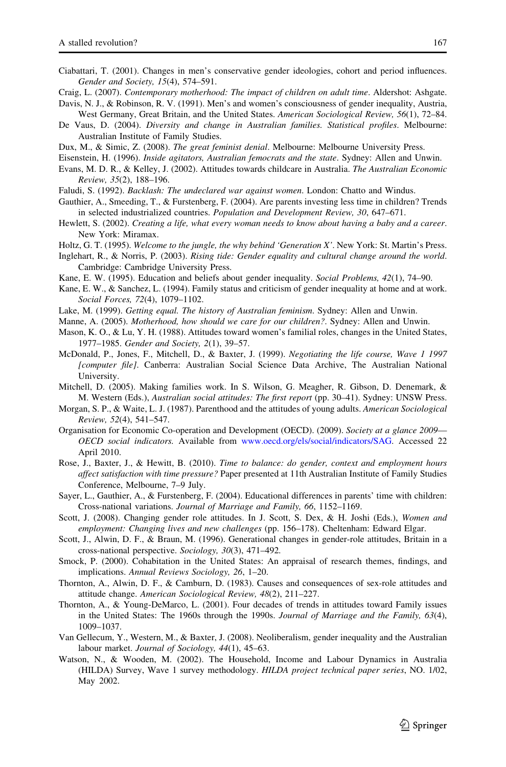Ciabattari, T. (2001). Changes in men's conservative gender ideologies, cohort and period influences. *Gender and Society, 15*(4), 574–591.

Craig, L. (2007). *Contemporary motherhood: The impact of children on adult time*. Aldershot: Ashgate.

Davis, N. J., & Robinson, R. V. (1991). Men's and women's consciousness of gender inequality, Austria, West Germany, Great Britain, and the United States. *American Sociological Review, 56*(1), 72–84.

De Vaus, D. (2004). *Diversity and change in Australian families. Statistical profiles*. Melbourne: Australian Institute of Family Studies.

Dux, M., & Simic, Z. (2008). *The great feminist denial*. Melbourne: Melbourne University Press.

Eisenstein, H. (1996). *Inside agitators, Australian femocrats and the state*. Sydney: Allen and Unwin.

Evans, M. D. R., & Kelley, J. (2002). Attitudes towards childcare in Australia. *The Australian Economic Review, 35*(2), 188–196.

Faludi, S. (1992). *Backlash: The undeclared war against women*. London: Chatto and Windus.

Gauthier, A., Smeeding, T., & Furstenberg, F. (2004). Are parents investing less time in children? Trends in selected industrialized countries. *Population and Development Review, 30*, 647–671.

Hewlett, S. (2002). *Creating a life, what every woman needs to know about having a baby and a career*. New York: Miramax.

Holtz, G. T. (1995). *Welcome to the jungle, the why behind 'Generation X'*. New York: St. Martin's Press.

Inglehart, R., & Norris, P. (2003). *Rising tide: Gender equality and cultural change around the world*. Cambridge: Cambridge University Press.

Kane, E. W. (1995). Education and beliefs about gender inequality. *Social Problems, 42*(1), 74–90.

Kane, E. W., & Sanchez, L. (1994). Family status and criticism of gender inequality at home and at work. *Social Forces, 72*(4), 1079–1102.

Lake, M. (1999). *Getting equal. The history of Australian feminism*. Sydney: Allen and Unwin.

Manne, A. (2005). *Motherhood, how should we care for our children?*. Sydney: Allen and Unwin.

Mason, K. O., & Lu, Y. H. (1988). Attitudes toward women's familial roles, changes in the United States, 1977–1985. *Gender and Society, 2*(1), 39–57.

McDonald, P., Jones, F., Mitchell, D., & Baxter, J. (1999). *Negotiating the life course, Wave 1 1997 [computer file]*. Canberra: Australian Social Science Data Archive, The Australian National University.

Mitchell, D. (2005). Making families work. In S. Wilson, G. Meagher, R. Gibson, D. Denemark, & M. Western (Eds.), *Australian social attitudes: The first report* (pp. 30–41). Sydney: UNSW Press.

Morgan, S. P., & Waite, L. J. (1987). Parenthood and the attitudes of young adults. *American Sociological Review, 52*(4), 541–547.

Organisation for Economic Co-operation and Development (OECD). (2009). *Society at a glance 2009—OECD social indicators.* Available from www.oecd.org/els/social/indicators/SAG. Accessed 22 April 2010.

Rose, J., Baxter, J., & Hewitt, B. (2010). *Time to balance: do gender, context and employment hours affect satisfaction with time pressure?* Paper presented at 11th Australian Institute of Family Studies Conference, Melbourne, 7–9 July.

Sayer, L., Gauthier, A., & Furstenberg, F. (2004). Educational differences in parents' time with children: Cross-national variations. *Journal of Marriage and Family, 66*, 1152–1169.

Scott, J. (2008). Changing gender role attitudes. In J. Scott, S. Dex, & H. Joshi (Eds.), *Women and employment: Changing lives and new challenges* (pp. 156–178). Cheltenham: Edward Elgar.

Scott, J., Alwin, D. F., & Braun, M. (1996). Generational changes in gender-role attitudes, Britain in a cross-national perspective. *Sociology, 30*(3), 471–492.

Smock, P. (2000). Cohabitation in the United States: An appraisal of research themes, findings, and implications. *Annual Reviews Sociology, 26*, 1–20.

Thornton, A., Alwin, D. F., & Camburn, D. (1983). Causes and consequences of sex-role attitudes and attitude change. *American Sociological Review, 48*(2), 211–227.

Thornton, A., & Young-DeMarco, L. (2001). Four decades of trends in attitudes toward Family issues in the United States: The 1960s through the 1990s. *Journal of Marriage and the Family, 63*(4), 1009–1037.

Van Gellecum, Y., Western, M., & Baxter, J. (2008). Neoliberalism, gender inequality and the Australian labour market. *Journal of Sociology, 44*(1), 45–63.

Watson, N., & Wooden, M. (2002). The Household, Income and Labour Dynamics in Australia (HILDA) Survey, Wave 1 survey methodology. *HILDA project technical paper series*, NO. 1/02, May 2002.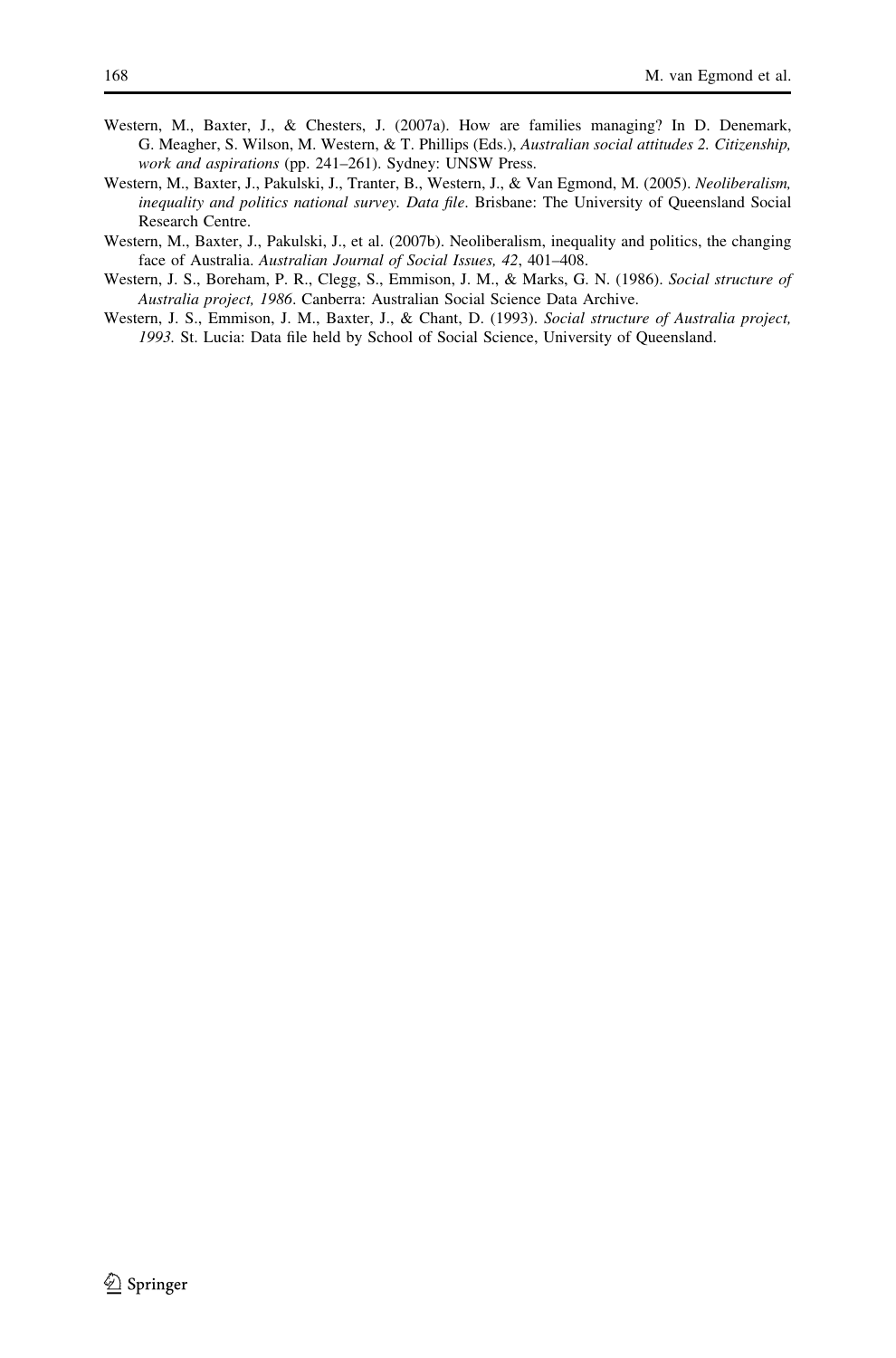Western, M., Baxter, J., & Chesters, J. (2007a). How are families managing? In D. Denemark, G. Meagher, S. Wilson, M. Western, & T. Phillips (Eds.), *Australian social attitudes 2. Citizenship, work and aspirations* (pp. 241–261). Sydney: UNSW Press.

Western, M., Baxter, J., Pakulski, J., Tranter, B., Western, J., & Van Egmond, M. (2005). *Neoliberalism, inequality and politics national survey*. *Data file*. Brisbane: The University of Queensland Social Research Centre.

Western, M., Baxter, J., Pakulski, J., et al. (2007b). Neoliberalism, inequality and politics, the changing face of Australia. *Australian Journal of Social Issues, 42*, 401–408.

Western, J. S., Boreham, P. R., Clegg, S., Emmison, J. M., & Marks, G. N. (1986). *Social structure of Australia project, 1986*. Canberra: Australian Social Science Data Archive.

Western, J. S., Emmison, J. M., Baxter, J., & Chant, D. (1993). *Social structure of Australia project, 1993*. St. Lucia: Data file held by School of Social Science, University of Queensland.